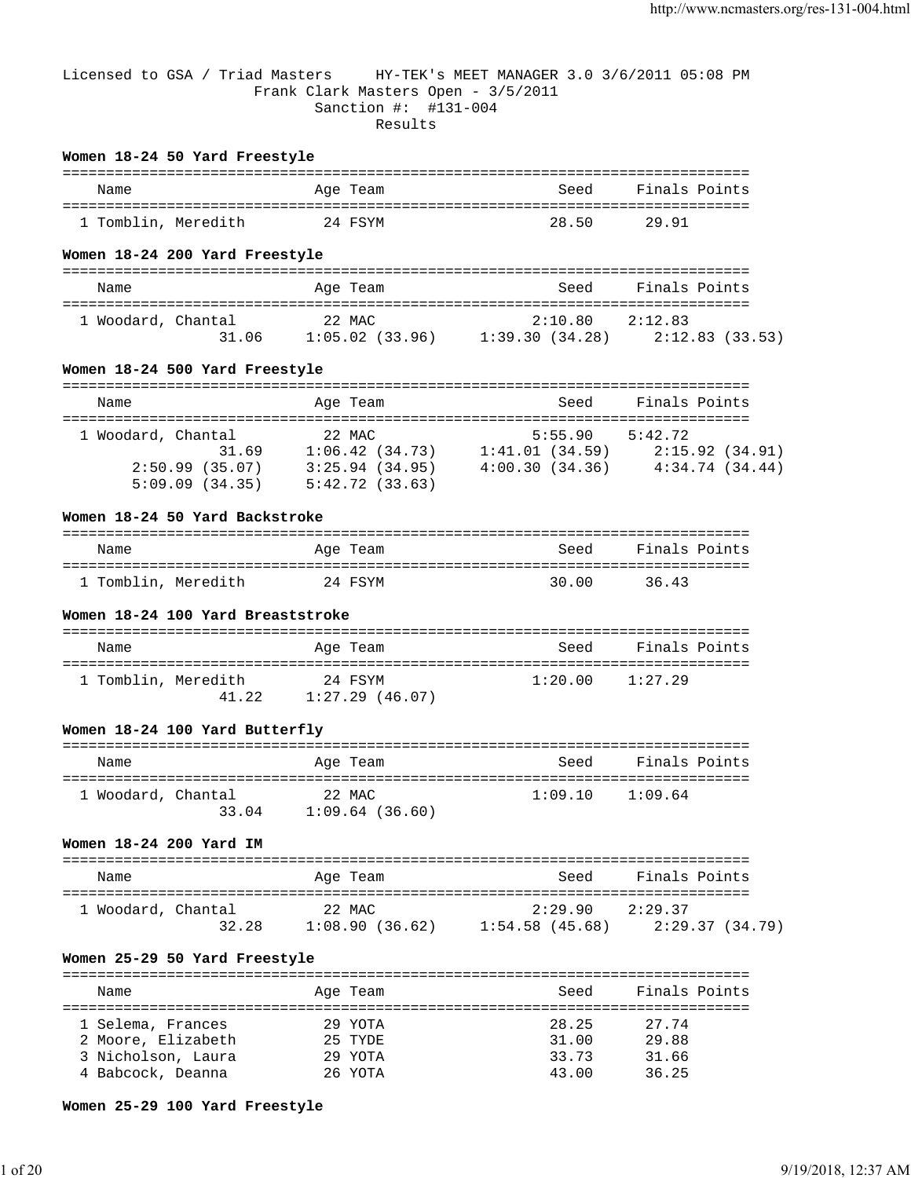Licensed to GSA / Triad Masters HY-TEK's MEET MANAGER 3.0 3/6/2011 05:08 PM
Frank Clark Masters Open - 3/5/2011
Sanction #: #131-004
Results

**Women 18-24 50 Yard Freestyle**

| | Name | Age | Team | Seed | Finals | Points |
|---|---|---|---|---|---|---|
| 1 | Tomblin, Meredith | 24 | FSYM | 28.50 | 29.91 | |

**Women 18-24 200 Yard Freestyle**

| | Name | Age | Team | Seed | Finals | Points |
|---|---|---|---|---|---|---|
| 1 | Woodard, Chantal | 22 | MAC | 2:10.80 | 2:12.83 | |

Splits: 31.06 1:05.02 (33.96) 1:39.30 (34.28) 2:12.83 (33.53)

**Women 18-24 500 Yard Freestyle**

| | Name | Age | Team | Seed | Finals | Points |
|---|---|---|---|---|---|---|
| 1 | Woodard, Chantal | 22 | MAC | 5:55.90 | 5:42.72 | |

Splits: 31.69 1:06.42 (34.73) 1:41.01 (34.59) 2:15.92 (34.91) 2:50.99 (35.07) 3:25.94 (34.95) 4:00.30 (34.36) 4:34.74 (34.44) 5:09.09 (34.35) 5:42.72 (33.63)

**Women 18-24 50 Yard Backstroke**

| | Name | Age | Team | Seed | Finals | Points |
|---|---|---|---|---|---|---|
| 1 | Tomblin, Meredith | 24 | FSYM | 30.00 | 36.43 | |

**Women 18-24 100 Yard Breaststroke**

| | Name | Age | Team | Seed | Finals | Points |
|---|---|---|---|---|---|---|
| 1 | Tomblin, Meredith | 24 | FSYM | 1:20.00 | 1:27.29 | |

Splits: 41.22 1:27.29 (46.07)

**Women 18-24 100 Yard Butterfly**

| | Name | Age | Team | Seed | Finals | Points |
|---|---|---|---|---|---|---|
| 1 | Woodard, Chantal | 22 | MAC | 1:09.10 | 1:09.64 | |

Splits: 33.04 1:09.64 (36.60)

**Women 18-24 200 Yard IM**

| | Name | Age | Team | Seed | Finals | Points |
|---|---|---|---|---|---|---|
| 1 | Woodard, Chantal | 22 | MAC | 2:29.90 | 2:29.37 | |

Splits: 32.28 1:08.90 (36.62) 1:54.58 (45.68) 2:29.37 (34.79)

**Women 25-29 50 Yard Freestyle**

| | Name | Age | Team | Seed | Finals | Points |
|---|---|---|---|---|---|---|
| 1 | Selema, Frances | 29 | YOTA | 28.25 | 27.74 | |
| 2 | Moore, Elizabeth | 25 | TYDE | 31.00 | 29.88 | |
| 3 | Nicholson, Laura | 29 | YOTA | 33.73 | 31.66 | |
| 4 | Babcock, Deanna | 26 | YOTA | 43.00 | 36.25 | |

**Women 25-29 100 Yard Freestyle**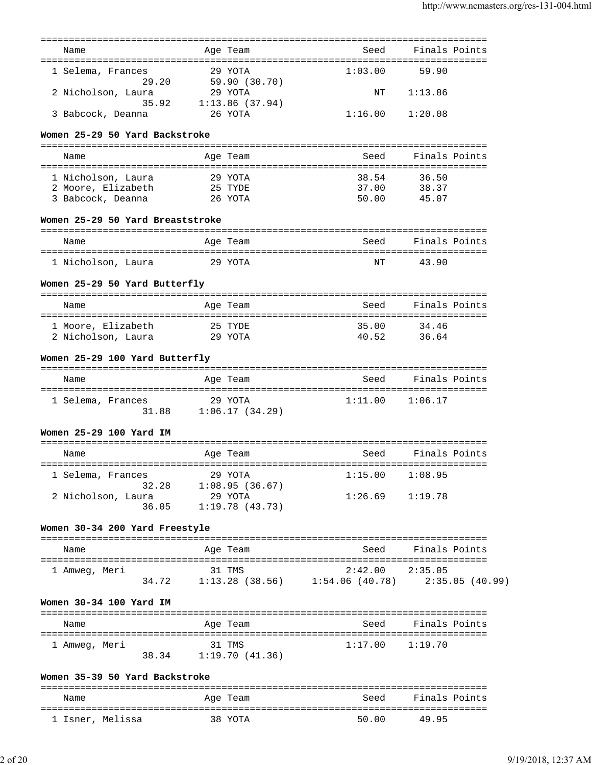| Name | Age | Team | Seed | Finals | Points |
|---|---|---|---|---|---|
| 1 Selema, Frances | 29 | YOTA | 1:03.00 | 59.90 | |
| 29.20 | 59.90 (30.70) | | | | |
| 2 Nicholson, Laura | 29 | YOTA | NT | 1:13.86 | |
| 35.92 | 1:13.86 (37.94) | | | | |
| 3 Babcock, Deanna | 26 | YOTA | 1:16.00 | 1:20.08 | |

**Women 25-29 50 Yard Backstroke**

| Name | Age | Team | Seed | Finals | Points |
|---|---|---|---|---|---|
| 1 Nicholson, Laura | 29 | YOTA | 38.54 | 36.50 | |
| 2 Moore, Elizabeth | 25 | TYDE | 37.00 | 38.37 | |
| 3 Babcock, Deanna | 26 | YOTA | 50.00 | 45.07 | |

**Women 25-29 50 Yard Breaststroke**

| Name | Age | Team | Seed | Finals | Points |
|---|---|---|---|---|---|
| 1 Nicholson, Laura | 29 | YOTA | NT | 43.90 | |

**Women 25-29 50 Yard Butterfly**

| Name | Age | Team | Seed | Finals | Points |
|---|---|---|---|---|---|
| 1 Moore, Elizabeth | 25 | TYDE | 35.00 | 34.46 | |
| 2 Nicholson, Laura | 29 | YOTA | 40.52 | 36.64 | |

**Women 25-29 100 Yard Butterfly**

| Name | Age | Team | Seed | Finals | Points |
|---|---|---|---|---|---|
| 1 Selema, Frances | 29 | YOTA | 1:11.00 | 1:06.17 | |
| 31.88 | 1:06.17 (34.29) | | | | |

**Women 25-29 100 Yard IM**

| Name | Age | Team | Seed | Finals | Points |
|---|---|---|---|---|---|
| 1 Selema, Frances | 29 | YOTA | 1:15.00 | 1:08.95 | |
| 32.28 | 1:08.95 (36.67) | | | | |
| 2 Nicholson, Laura | 29 | YOTA | 1:26.69 | 1:19.78 | |
| 36.05 | 1:19.78 (43.73) | | | | |

**Women 30-34 200 Yard Freestyle**

| Name | Age | Team | Seed | Finals | Points |
|---|---|---|---|---|---|
| 1 Amweg, Meri | 31 | TMS | 2:42.00 | 2:35.05 | |
| 34.72 | 1:13.28 (38.56) | 1:54.06 (40.78) | 2:35.05 (40.99) | | |

**Women 30-34 100 Yard IM**

| Name | Age | Team | Seed | Finals | Points |
|---|---|---|---|---|---|
| 1 Amweg, Meri | 31 | TMS | 1:17.00 | 1:19.70 | |
| 38.34 | 1:19.70 (41.36) | | | | |

**Women 35-39 50 Yard Backstroke**

| Name | Age | Team | Seed | Finals | Points |
|---|---|---|---|---|---|
| 1 Isner, Melissa | 38 | YOTA | 50.00 | 49.95 | |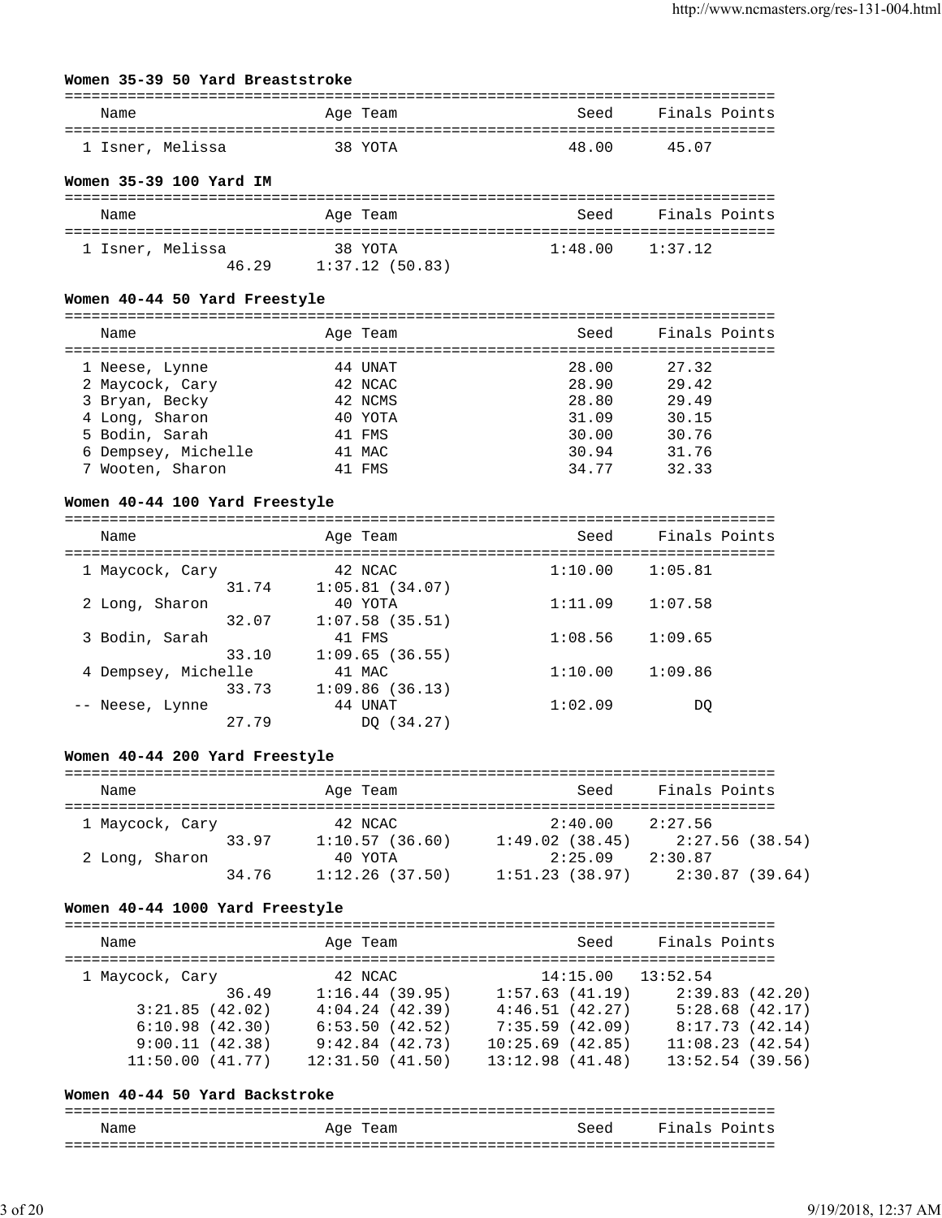### Women 35-39 50 Yard Breaststroke

| Name | Age | Team | Seed | Finals | Points |
|---|---|---|---|---|---|
| 1 Isner, Melissa | 38 | YOTA | 48.00 | 45.07 | |

### Women 35-39 100 Yard IM

| Name | Age | Team | Seed | Finals | Points |
|---|---|---|---|---|---|
| 1 Isner, Melissa | 38 | YOTA | 1:48.00 | 1:37.12 | |
| 46.29 &nbsp; 1:37.12 (50.83) | | | | | |

### Women 40-44 50 Yard Freestyle

| Name | Age | Team | Seed | Finals | Points |
|---|---|---|---|---|---|
| 1 Neese, Lynne | 44 | UNAT | 28.00 | 27.32 | |
| 2 Maycock, Cary | 42 | NCAC | 28.90 | 29.42 | |
| 3 Bryan, Becky | 42 | NCMS | 28.80 | 29.49 | |
| 4 Long, Sharon | 40 | YOTA | 31.09 | 30.15 | |
| 5 Bodin, Sarah | 41 | FMS | 30.00 | 30.76 | |
| 6 Dempsey, Michelle | 41 | MAC | 30.94 | 31.76 | |
| 7 Wooten, Sharon | 41 | FMS | 34.77 | 32.33 | |

### Women 40-44 100 Yard Freestyle

| Name | Age | Team | Seed | Finals | Points |
|---|---|---|---|---|---|
| 1 Maycock, Cary | 42 | NCAC | 1:10.00 | 1:05.81 | |
| 31.74 &nbsp; 1:05.81 (34.07) | | | | | |
| 2 Long, Sharon | 40 | YOTA | 1:11.09 | 1:07.58 | |
| 32.07 &nbsp; 1:07.58 (35.51) | | | | | |
| 3 Bodin, Sarah | 41 | FMS | 1:08.56 | 1:09.65 | |
| 33.10 &nbsp; 1:09.65 (36.55) | | | | | |
| 4 Dempsey, Michelle | 41 | MAC | 1:10.00 | 1:09.86 | |
| 33.73 &nbsp; 1:09.86 (36.13) | | | | | |
| -- Neese, Lynne | 44 | UNAT | 1:02.09 | DQ | |
| 27.79 &nbsp; DQ (34.27) | | | | | |

### Women 40-44 200 Yard Freestyle

| Name | Age | Team | Seed | Finals | Points |
|---|---|---|---|---|---|
| 1 Maycock, Cary | 42 | NCAC | 2:40.00 | 2:27.56 | |
| 33.97 &nbsp; 1:10.57 (36.60) &nbsp; 1:49.02 (38.45) &nbsp; 2:27.56 (38.54) | | | | | |
| 2 Long, Sharon | 40 | YOTA | 2:25.09 | 2:30.87 | |
| 34.76 &nbsp; 1:12.26 (37.50) &nbsp; 1:51.23 (38.97) &nbsp; 2:30.87 (39.64) | | | | | |

### Women 40-44 1000 Yard Freestyle

| Name | Age | Team | Seed | Finals | Points |
|---|---|---|---|---|---|
| 1 Maycock, Cary | 42 | NCAC | 14:15.00 | 13:52.54 | |
| 36.49 &nbsp; 1:16.44 (39.95) &nbsp; 1:57.63 (41.19) &nbsp; 2:39.83 (42.20) | | | | | |
| 3:21.85 (42.02) &nbsp; 4:04.24 (42.39) &nbsp; 4:46.51 (42.27) &nbsp; 5:28.68 (42.17) | | | | | |
| 6:10.98 (42.30) &nbsp; 6:53.50 (42.52) &nbsp; 7:35.59 (42.09) &nbsp; 8:17.73 (42.14) | | | | | |
| 9:00.11 (42.38) &nbsp; 9:42.84 (42.73) &nbsp; 10:25.69 (42.85) &nbsp; 11:08.23 (42.54) | | | | | |
| 11:50.00 (41.77) &nbsp; 12:31.50 (41.50) &nbsp; 13:12.98 (41.48) &nbsp; 13:52.54 (39.56) | | | | | |

### Women 40-44 50 Yard Backstroke

| Name | Age | Team | Seed | Finals | Points |
|---|---|---|---|---|---|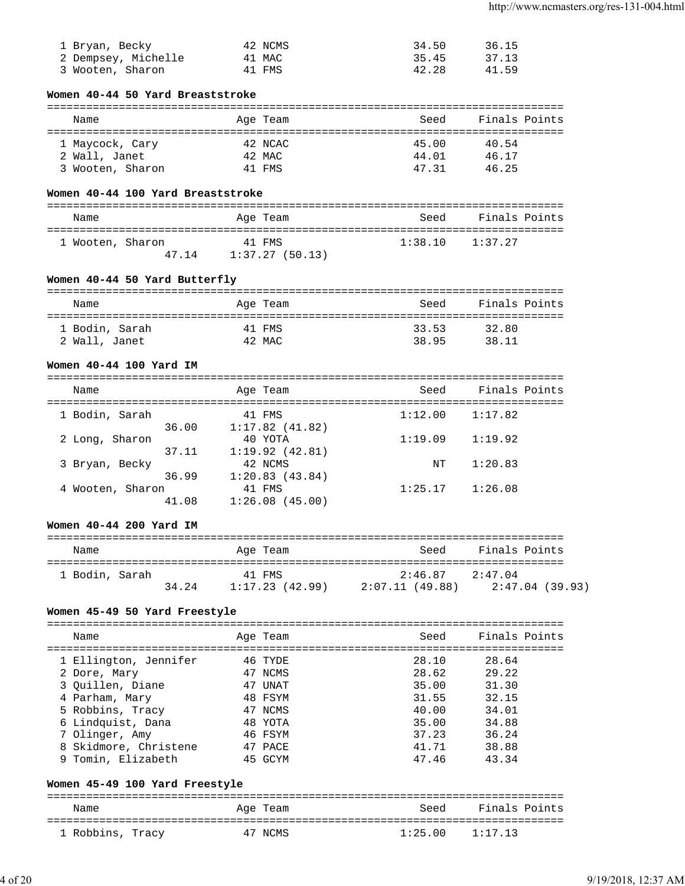| Name | Age | Team | Seed | Finals | Points |
|---|---|---|---|---|---|
| 1 Bryan, Becky | 42 | NCMS | 34.50 | 36.15 | |
| 2 Dempsey, Michelle | 41 | MAC | 35.45 | 37.13 | |
| 3 Wooten, Sharon | 41 | FMS | 42.28 | 41.59 | |

**Women 40-44 50 Yard Breaststroke**

| Name | Age | Team | Seed | Finals | Points |
|---|---|---|---|---|---|
| 1 Maycock, Cary | 42 | NCAC | 45.00 | 40.54 | |
| 2 Wall, Janet | 42 | MAC | 44.01 | 46.17 | |
| 3 Wooten, Sharon | 41 | FMS | 47.31 | 46.25 | |

**Women 40-44 100 Yard Breaststroke**

| Name | Age | Team | Seed | Finals | Points |
|---|---|---|---|---|---|
| 1 Wooten, Sharon | 41 | FMS | 1:38.10 | 1:37.27 | |
| 47.14 | 1:37.27 (50.13) | | | | |

**Women 40-44 50 Yard Butterfly**

| Name | Age | Team | Seed | Finals | Points |
|---|---|---|---|---|---|
| 1 Bodin, Sarah | 41 | FMS | 33.53 | 32.80 | |
| 2 Wall, Janet | 42 | MAC | 38.95 | 38.11 | |

**Women 40-44 100 Yard IM**

| Name | Age | Team | Seed | Finals | Points |
|---|---|---|---|---|---|
| 1 Bodin, Sarah | 41 | FMS | 1:12.00 | 1:17.82 | |
| 36.00 | 1:17.82 (41.82) | | | | |
| 2 Long, Sharon | 40 | YOTA | 1:19.09 | 1:19.92 | |
| 37.11 | 1:19.92 (42.81) | | | | |
| 3 Bryan, Becky | 42 | NCMS | NT | 1:20.83 | |
| 36.99 | 1:20.83 (43.84) | | | | |
| 4 Wooten, Sharon | 41 | FMS | 1:25.17 | 1:26.08 | |
| 41.08 | 1:26.08 (45.00) | | | | |

**Women 40-44 200 Yard IM**

| Name | Age | Team | Seed | Finals | Points |
|---|---|---|---|---|---|
| 1 Bodin, Sarah | 41 | FMS | 2:46.87 | 2:47.04 | |
| 34.24 | 1:17.23 (42.99) | 2:07.11 (49.88) | 2:47.04 (39.93) | | |

**Women 45-49 50 Yard Freestyle**

| Name | Age | Team | Seed | Finals | Points |
|---|---|---|---|---|---|
| 1 Ellington, Jennifer | 46 | TYDE | 28.10 | 28.64 | |
| 2 Dore, Mary | 47 | NCMS | 28.62 | 29.22 | |
| 3 Quillen, Diane | 47 | UNAT | 35.00 | 31.30 | |
| 4 Parham, Mary | 48 | FSYM | 31.55 | 32.15 | |
| 5 Robbins, Tracy | 47 | NCMS | 40.00 | 34.01 | |
| 6 Lindquist, Dana | 48 | YOTA | 35.00 | 34.88 | |
| 7 Olinger, Amy | 46 | FSYM | 37.23 | 36.24 | |
| 8 Skidmore, Christene | 47 | PACE | 41.71 | 38.88 | |
| 9 Tomin, Elizabeth | 45 | GCYM | 47.46 | 43.34 | |

**Women 45-49 100 Yard Freestyle**

| Name | Age | Team | Seed | Finals | Points |
|---|---|---|---|---|---|
| 1 Robbins, Tracy | 47 | NCMS | 1:25.00 | 1:17.13 | |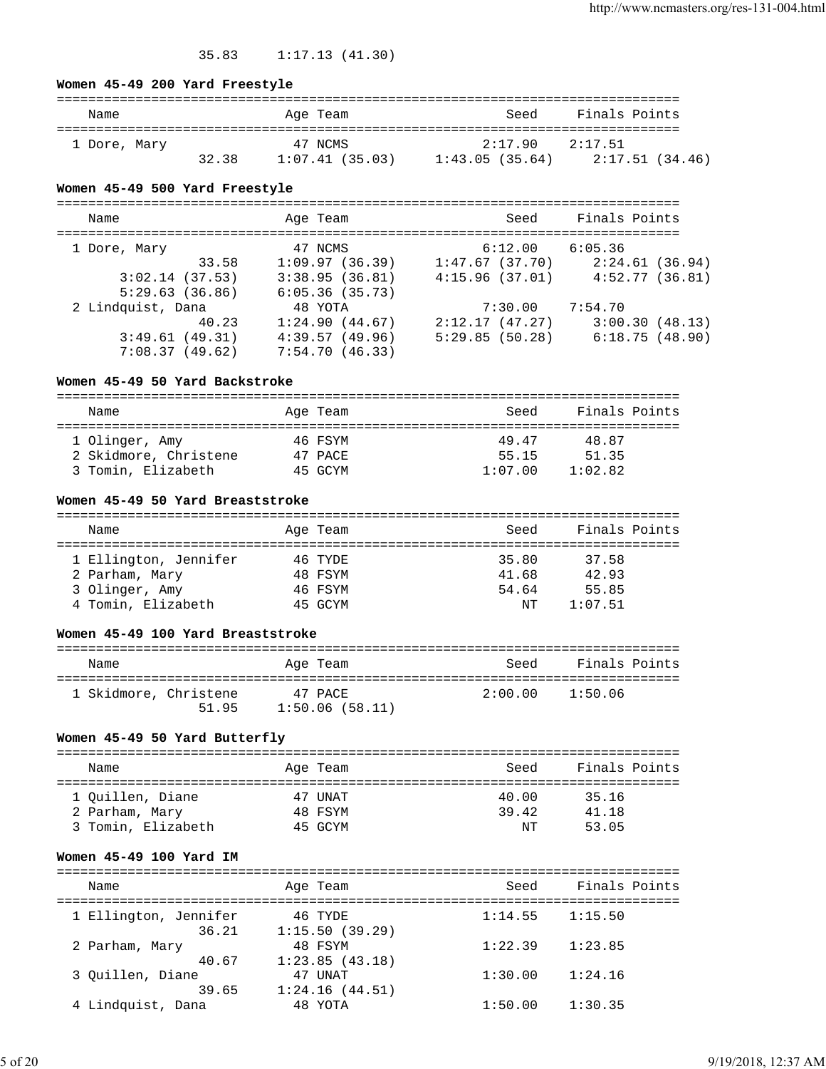35.83 1:17.13 (41.30)

**Women 45-49 200 Yard Freestyle**

| Name | Age | Team | Seed | Finals | Points |
|---|---|---|---|---|---|
| 1 Dore, Mary | 47 | NCMS | 2:17.90 | 2:17.51 | |
| 32.38 | 1:07.41 (35.03) | | 1:43.05 (35.64) | 2:17.51 (34.46) | |

**Women 45-49 500 Yard Freestyle**

| Name | Age | Team | Seed | Finals | Points |
|---|---|---|---|---|---|
| 1 Dore, Mary | 47 | NCMS | 6:12.00 | 6:05.36 | |
| 33.58 | 1:09.97 (36.39) | | 1:47.67 (37.70) | 2:24.61 (36.94) | |
| 3:02.14 (37.53) | 3:38.95 (36.81) | | 4:15.96 (37.01) | 4:52.77 (36.81) | |
| 5:29.63 (36.86) | 6:05.36 (35.73) | | | | |
| 2 Lindquist, Dana | 48 | YOTA | 7:30.00 | 7:54.70 | |
| 40.23 | 1:24.90 (44.67) | | 2:12.17 (47.27) | 3:00.30 (48.13) | |
| 3:49.61 (49.31) | 4:39.57 (49.96) | | 5:29.85 (50.28) | 6:18.75 (48.90) | |
| 7:08.37 (49.62) | 7:54.70 (46.33) | | | | |

**Women 45-49 50 Yard Backstroke**

| Name | Age | Team | Seed | Finals | Points |
|---|---|---|---|---|---|
| 1 Olinger, Amy | 46 | FSYM | 49.47 | 48.87 | |
| 2 Skidmore, Christene | 47 | PACE | 55.15 | 51.35 | |
| 3 Tomin, Elizabeth | 45 | GCYM | 1:07.00 | 1:02.82 | |

**Women 45-49 50 Yard Breaststroke**

| Name | Age | Team | Seed | Finals | Points |
|---|---|---|---|---|---|
| 1 Ellington, Jennifer | 46 | TYDE | 35.80 | 37.58 | |
| 2 Parham, Mary | 48 | FSYM | 41.68 | 42.93 | |
| 3 Olinger, Amy | 46 | FSYM | 54.64 | 55.85 | |
| 4 Tomin, Elizabeth | 45 | GCYM | NT | 1:07.51 | |

**Women 45-49 100 Yard Breaststroke**

| Name | Age | Team | Seed | Finals | Points |
|---|---|---|---|---|---|
| 1 Skidmore, Christene | 47 | PACE | 2:00.00 | 1:50.06 | |
| 51.95 | 1:50.06 (58.11) | | | | |

**Women 45-49 50 Yard Butterfly**

| Name | Age | Team | Seed | Finals | Points |
|---|---|---|---|---|---|
| 1 Quillen, Diane | 47 | UNAT | 40.00 | 35.16 | |
| 2 Parham, Mary | 48 | FSYM | 39.42 | 41.18 | |
| 3 Tomin, Elizabeth | 45 | GCYM | NT | 53.05 | |

**Women 45-49 100 Yard IM**

| Name | Age | Team | Seed | Finals | Points |
|---|---|---|---|---|---|
| 1 Ellington, Jennifer | 46 | TYDE | 1:14.55 | 1:15.50 | |
| 36.21 | 1:15.50 (39.29) | | | | |
| 2 Parham, Mary | 48 | FSYM | 1:22.39 | 1:23.85 | |
| 40.67 | 1:23.85 (43.18) | | | | |
| 3 Quillen, Diane | 47 | UNAT | 1:30.00 | 1:24.16 | |
| 39.65 | 1:24.16 (44.51) | | | | |
| 4 Lindquist, Dana | 48 | YOTA | 1:50.00 | 1:30.35 | |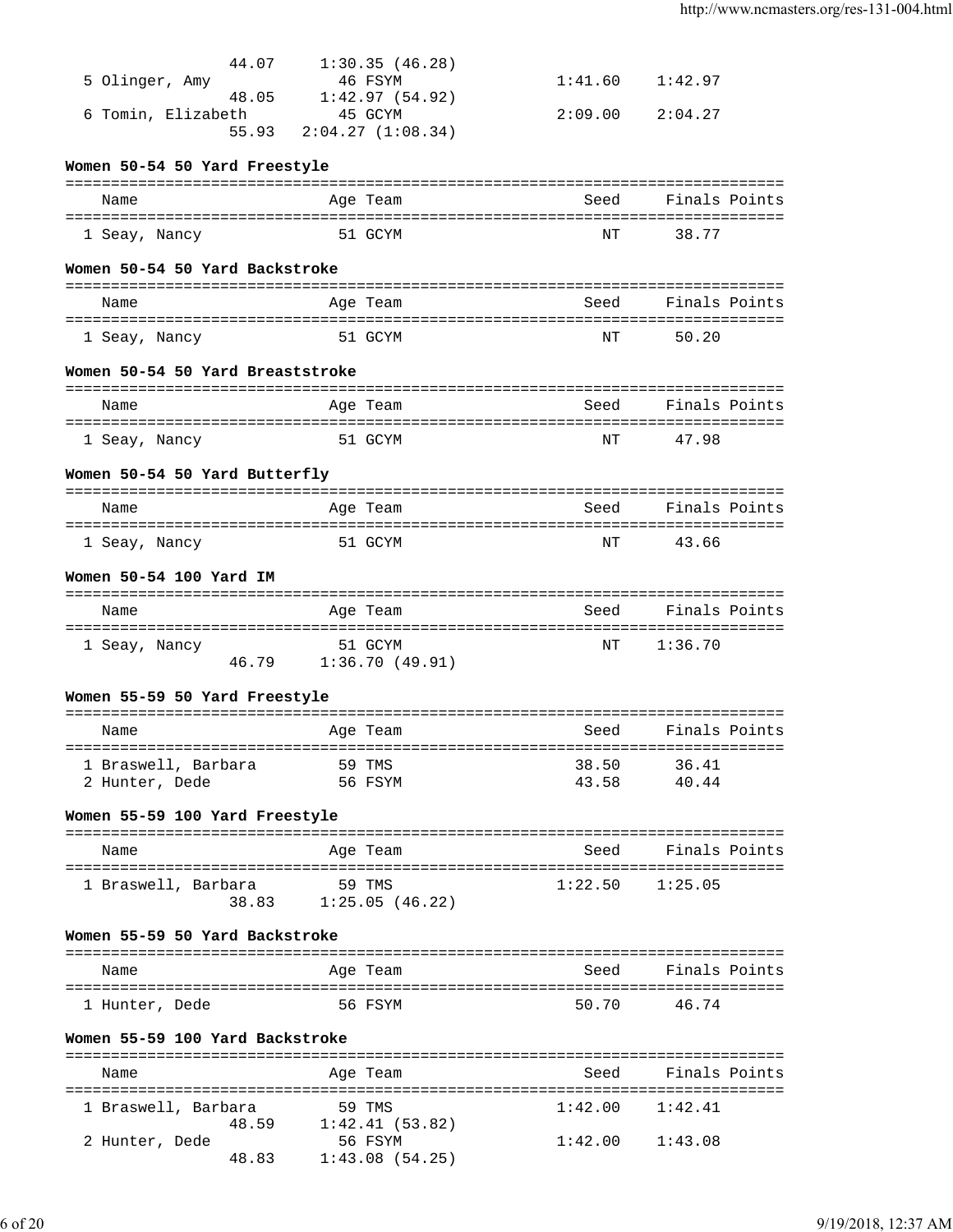| Name | Age | Team | Seed | Finals | Points |
|---|---|---|---|---|---|
| | | | | | |
| 44.07 | 1:30.35 (46.28) | | | | |
| 5 Olinger, Amy | 46 | FSYM | 1:41.60 | 1:42.97 | |
| 48.05 | 1:42.97 (54.92) | | | | |
| 6 Tomin, Elizabeth | 45 | GCYM | 2:09.00 | 2:04.27 | |
| 55.93 | 2:04.27 (1:08.34) | | | | |

### Women 50-54 50 Yard Freestyle

| Name | Age | Team | Seed | Finals | Points |
|---|---|---|---|---|---|
| 1 Seay, Nancy | 51 | GCYM | NT | 38.77 | |

### Women 50-54 50 Yard Backstroke

| Name | Age | Team | Seed | Finals | Points |
|---|---|---|---|---|---|
| 1 Seay, Nancy | 51 | GCYM | NT | 50.20 | |

### Women 50-54 50 Yard Breaststroke

| Name | Age | Team | Seed | Finals | Points |
|---|---|---|---|---|---|
| 1 Seay, Nancy | 51 | GCYM | NT | 47.98 | |

### Women 50-54 50 Yard Butterfly

| Name | Age | Team | Seed | Finals | Points |
|---|---|---|---|---|---|
| 1 Seay, Nancy | 51 | GCYM | NT | 43.66 | |

### Women 50-54 100 Yard IM

| Name | Age | Team | Seed | Finals | Points |
|---|---|---|---|---|---|
| 1 Seay, Nancy | 51 | GCYM | NT | 1:36.70 | |
| 46.79 | 1:36.70 (49.91) | | | | |

### Women 55-59 50 Yard Freestyle

| Name | Age | Team | Seed | Finals | Points |
|---|---|---|---|---|---|
| 1 Braswell, Barbara | 59 | TMS | 38.50 | 36.41 | |
| 2 Hunter, Dede | 56 | FSYM | 43.58 | 40.44 | |

### Women 55-59 100 Yard Freestyle

| Name | Age | Team | Seed | Finals | Points |
|---|---|---|---|---|---|
| 1 Braswell, Barbara | 59 | TMS | 1:22.50 | 1:25.05 | |
| 38.83 | 1:25.05 (46.22) | | | | |

### Women 55-59 50 Yard Backstroke

| Name | Age | Team | Seed | Finals | Points |
|---|---|---|---|---|---|
| 1 Hunter, Dede | 56 | FSYM | 50.70 | 46.74 | |

### Women 55-59 100 Yard Backstroke

| Name | Age | Team | Seed | Finals | Points |
|---|---|---|---|---|---|
| 1 Braswell, Barbara | 59 | TMS | 1:42.00 | 1:42.41 | |
| 48.59 | 1:42.41 (53.82) | | | | |
| 2 Hunter, Dede | 56 | FSYM | 1:42.00 | 1:43.08 | |
| 48.83 | 1:43.08 (54.25) | | | | |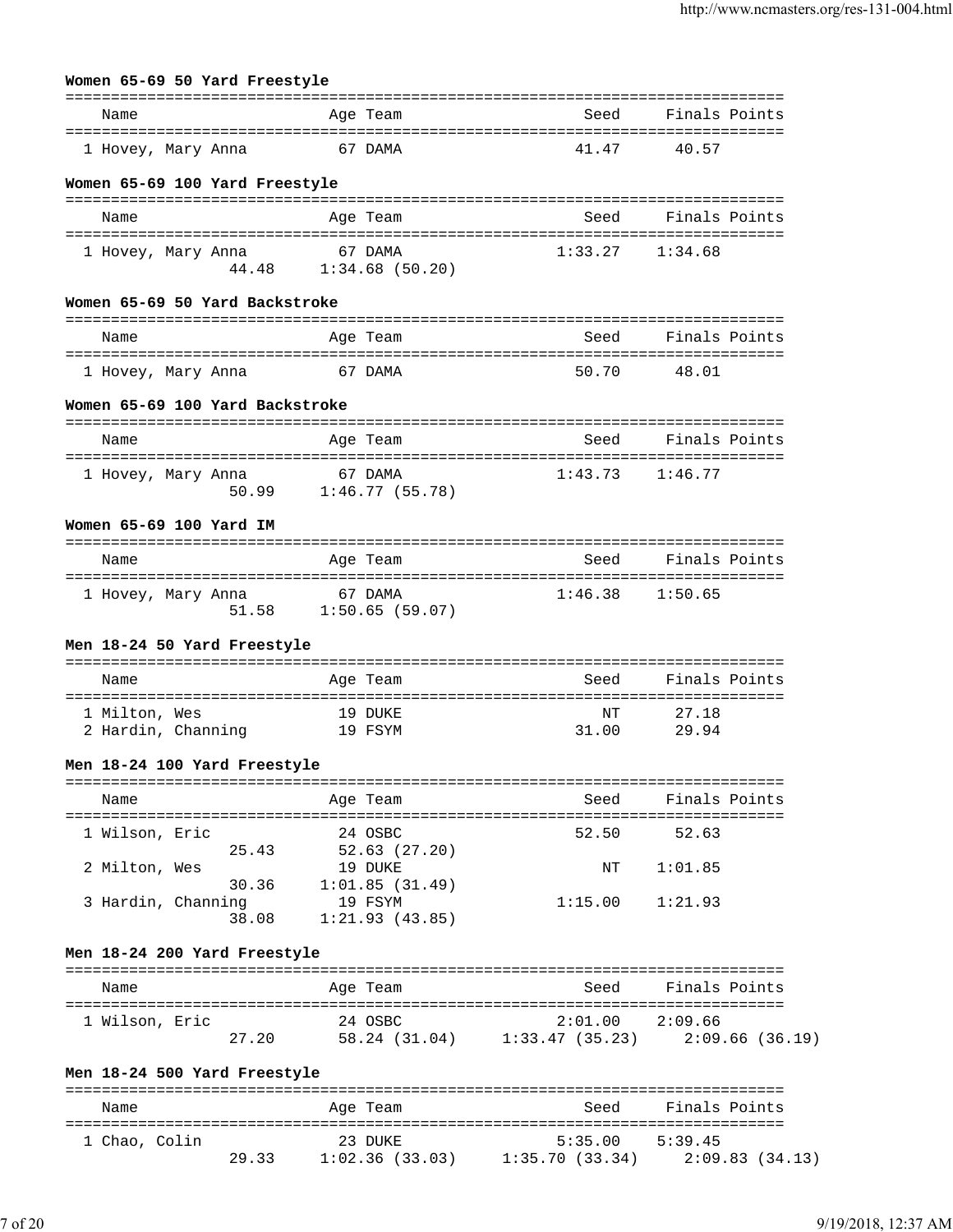### Women 65-69 50 Yard Freestyle

| Name | Age | Team | Seed | Finals | Points |
|---|---|---|---|---|---|
| 1 Hovey, Mary Anna | 67 | DAMA | 41.47 | 40.57 | |

### Women 65-69 100 Yard Freestyle

| Name | Age | Team | Seed | Finals | Points |
|---|---|---|---|---|---|
| 1 Hovey, Mary Anna | 67 | DAMA | 1:33.27 | 1:34.68 | |
| 44.48 &nbsp; 1:34.68 (50.20) | | | | | |

### Women 65-69 50 Yard Backstroke

| Name | Age | Team | Seed | Finals | Points |
|---|---|---|---|---|---|
| 1 Hovey, Mary Anna | 67 | DAMA | 50.70 | 48.01 | |

### Women 65-69 100 Yard Backstroke

| Name | Age | Team | Seed | Finals | Points |
|---|---|---|---|---|---|
| 1 Hovey, Mary Anna | 67 | DAMA | 1:43.73 | 1:46.77 | |
| 50.99 &nbsp; 1:46.77 (55.78) | | | | | |

### Women 65-69 100 Yard IM

| Name | Age | Team | Seed | Finals | Points |
|---|---|---|---|---|---|
| 1 Hovey, Mary Anna | 67 | DAMA | 1:46.38 | 1:50.65 | |
| 51.58 &nbsp; 1:50.65 (59.07) | | | | | |

### Men 18-24 50 Yard Freestyle

| Name | Age | Team | Seed | Finals | Points |
|---|---|---|---|---|---|
| 1 Milton, Wes | 19 | DUKE | NT | 27.18 | |
| 2 Hardin, Channing | 19 | FSYM | 31.00 | 29.94 | |

### Men 18-24 100 Yard Freestyle

| Name | Age | Team | Seed | Finals | Points |
|---|---|---|---|---|---|
| 1 Wilson, Eric | 24 | OSBC | 52.50 | 52.63 | |
| 25.43 &nbsp; 52.63 (27.20) | | | | | |
| 2 Milton, Wes | 19 | DUKE | NT | 1:01.85 | |
| 30.36 &nbsp; 1:01.85 (31.49) | | | | | |
| 3 Hardin, Channing | 19 | FSYM | 1:15.00 | 1:21.93 | |
| 38.08 &nbsp; 1:21.93 (43.85) | | | | | |

### Men 18-24 200 Yard Freestyle

| Name | Age | Team | Seed | Finals | Points |
|---|---|---|---|---|---|
| 1 Wilson, Eric | 24 | OSBC | 2:01.00 | 2:09.66 | |
| 27.20 &nbsp; 58.24 (31.04) &nbsp; 1:33.47 (35.23) &nbsp; 2:09.66 (36.19) | | | | | |

### Men 18-24 500 Yard Freestyle

| Name | Age | Team | Seed | Finals | Points |
|---|---|---|---|---|---|
| 1 Chao, Colin | 23 | DUKE | 5:35.00 | 5:39.45 | |
| 29.33 &nbsp; 1:02.36 (33.03) &nbsp; 1:35.70 (33.34) &nbsp; 2:09.83 (34.13) | | | | | |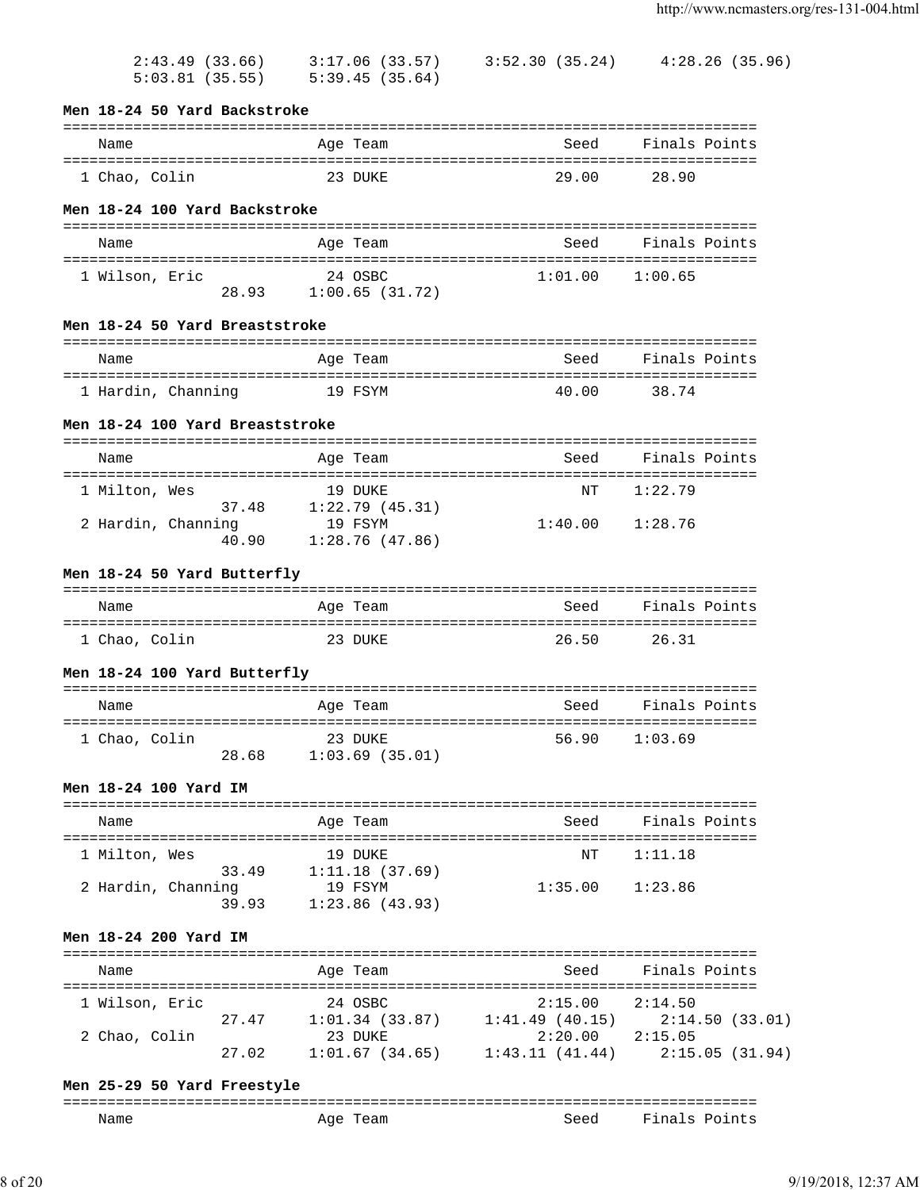2:43.49 (33.66)     3:17.06 (33.57)     3:52.30 (35.24)     4:28.26 (35.96)
5:03.81 (35.55)     5:39.45 (35.64)

### Men 18-24 50 Yard Backstroke

| Name | Age | Team | Seed | Finals | Points |
|---|---|---|---|---|---|
| 1 Chao, Colin | 23 | DUKE | 29.00 | 28.90 | |

### Men 18-24 100 Yard Backstroke

| Name | Age | Team | Seed | Finals | Points |
|---|---|---|---|---|---|
| 1 Wilson, Eric | 24 | OSBC | 1:01.00 | 1:00.65 | |
| 28.93     1:00.65 (31.72) | | | | | |

### Men 18-24 50 Yard Breaststroke

| Name | Age | Team | Seed | Finals | Points |
|---|---|---|---|---|---|
| 1 Hardin, Channing | 19 | FSYM | 40.00 | 38.74 | |

### Men 18-24 100 Yard Breaststroke

| Name | Age | Team | Seed | Finals | Points |
|---|---|---|---|---|---|
| 1 Milton, Wes | 19 | DUKE | NT | 1:22.79 | |
| 37.48     1:22.79 (45.31) | | | | | |
| 2 Hardin, Channing | 19 | FSYM | 1:40.00 | 1:28.76 | |
| 40.90     1:28.76 (47.86) | | | | | |

### Men 18-24 50 Yard Butterfly

| Name | Age | Team | Seed | Finals | Points |
|---|---|---|---|---|---|
| 1 Chao, Colin | 23 | DUKE | 26.50 | 26.31 | |

### Men 18-24 100 Yard Butterfly

| Name | Age | Team | Seed | Finals | Points |
|---|---|---|---|---|---|
| 1 Chao, Colin | 23 | DUKE | 56.90 | 1:03.69 | |
| 28.68     1:03.69 (35.01) | | | | | |

### Men 18-24 100 Yard IM

| Name | Age | Team | Seed | Finals | Points |
|---|---|---|---|---|---|
| 1 Milton, Wes | 19 | DUKE | NT | 1:11.18 | |
| 33.49     1:11.18 (37.69) | | | | | |
| 2 Hardin, Channing | 19 | FSYM | 1:35.00 | 1:23.86 | |
| 39.93     1:23.86 (43.93) | | | | | |

### Men 18-24 200 Yard IM

| Name | Age | Team | Seed | Finals | Points |
|---|---|---|---|---|---|
| 1 Wilson, Eric | 24 | OSBC | 2:15.00 | 2:14.50 | |
| 27.47     1:01.34 (33.87)     1:41.49 (40.15)     2:14.50 (33.01) | | | | | |
| 2 Chao, Colin | 23 | DUKE | 2:20.00 | 2:15.05 | |
| 27.02     1:01.67 (34.65)     1:43.11 (41.44)     2:15.05 (31.94) | | | | | |

### Men 25-29 50 Yard Freestyle

| Name | Age | Team | Seed | Finals | Points |
|---|---|---|---|---|---|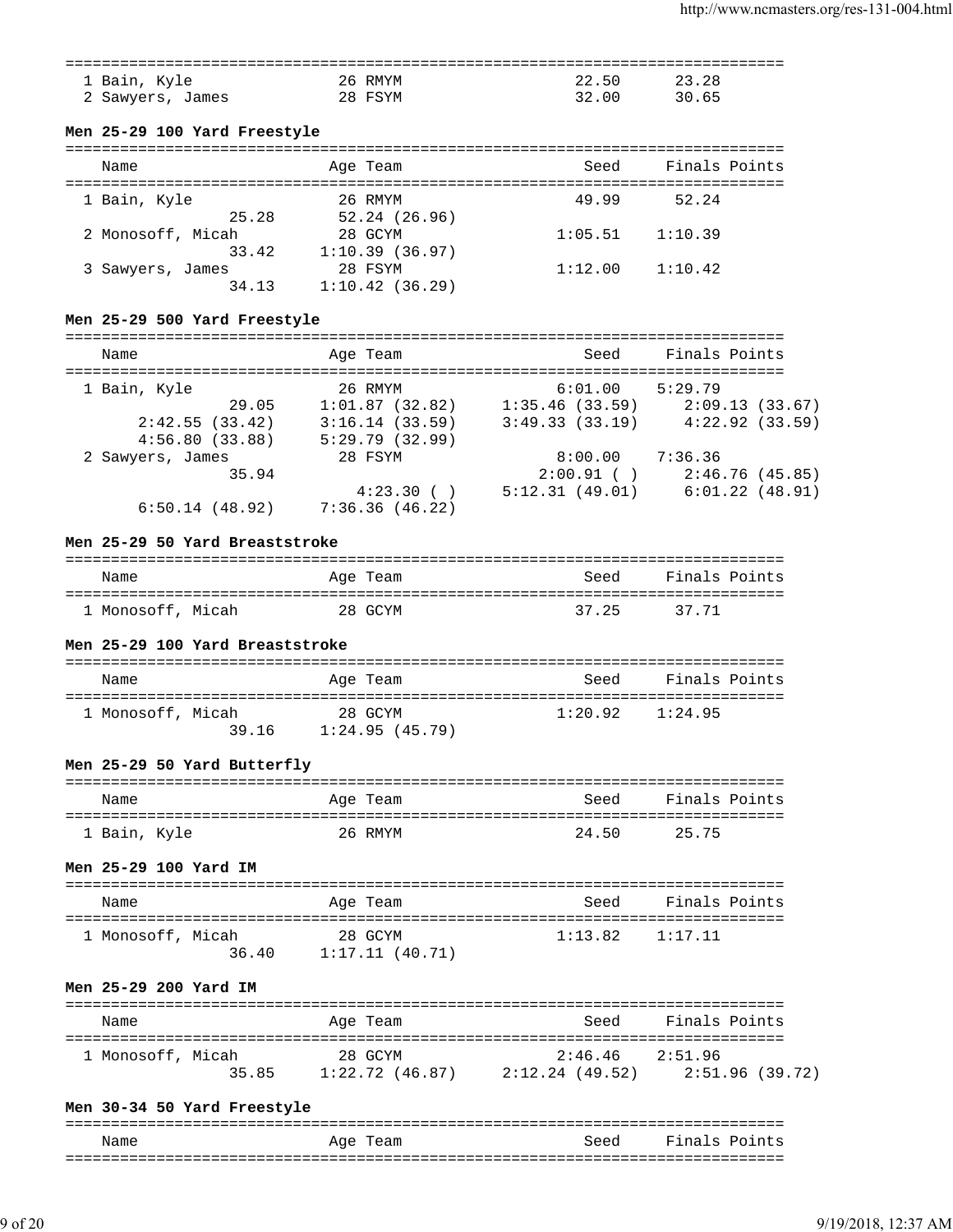```
===============================================================================
  1 Bain, Kyle               26 RMYM                    22.50      23.28
  2 Sawyers, James           28 FSYM                    32.00      30.65
```

**Men 25-29 100 Yard Freestyle**

```
===============================================================================
    Name                    Age Team                    Seed     Finals Points
===============================================================================
  1 Bain, Kyle               26 RMYM                    49.99      52.24
                 25.28       52.24 (26.96)
  2 Monosoff, Micah          28 GCYM                  1:05.51    1:10.39
                 33.42     1:10.39 (36.97)
  3 Sawyers, James           28 FSYM                  1:12.00    1:10.42
                 34.13     1:10.42 (36.29)
```

**Men 25-29 500 Yard Freestyle**

```
===============================================================================
    Name                    Age Team                    Seed     Finals Points
===============================================================================
  1 Bain, Kyle               26 RMYM                  6:01.00    5:29.79
                 29.05     1:01.87 (32.82)     1:35.46 (33.59)     2:09.13 (33.67)
       2:42.55 (33.42)     3:16.14 (33.59)     3:49.33 (33.19)     4:22.92 (33.59)
       4:56.80 (33.88)     5:29.79 (32.99)
  2 Sawyers, James           28 FSYM                  8:00.00    7:36.36
                 35.94                           2:00.91 ( )     2:46.76 (45.85)
                             4:23.30 ( )     5:12.31 (49.01)     6:01.22 (48.91)
       6:50.14 (48.92)     7:36.36 (46.22)
```

**Men 25-29 50 Yard Breaststroke**

```
===============================================================================
    Name                    Age Team                    Seed     Finals Points
===============================================================================
  1 Monosoff, Micah          28 GCYM                    37.25      37.71
```

**Men 25-29 100 Yard Breaststroke**

```
===============================================================================
    Name                    Age Team                    Seed     Finals Points
===============================================================================
  1 Monosoff, Micah          28 GCYM                  1:20.92    1:24.95
                 39.16     1:24.95 (45.79)
```

**Men 25-29 50 Yard Butterfly**

```
===============================================================================
    Name                    Age Team                    Seed     Finals Points
===============================================================================
  1 Bain, Kyle               26 RMYM                    24.50      25.75
```

**Men 25-29 100 Yard IM**

```
===============================================================================
    Name                    Age Team                    Seed     Finals Points
===============================================================================
  1 Monosoff, Micah          28 GCYM                  1:13.82    1:17.11
                 36.40     1:17.11 (40.71)
```

**Men 25-29 200 Yard IM**

```
===============================================================================
    Name                    Age Team                    Seed     Finals Points
===============================================================================
  1 Monosoff, Micah          28 GCYM                  2:46.46    2:51.96
                 35.85     1:22.72 (46.87)     2:12.24 (49.52)     2:51.96 (39.72)
```

**Men 30-34 50 Yard Freestyle**

```
===============================================================================
    Name                    Age Team                    Seed     Finals Points
===============================================================================
```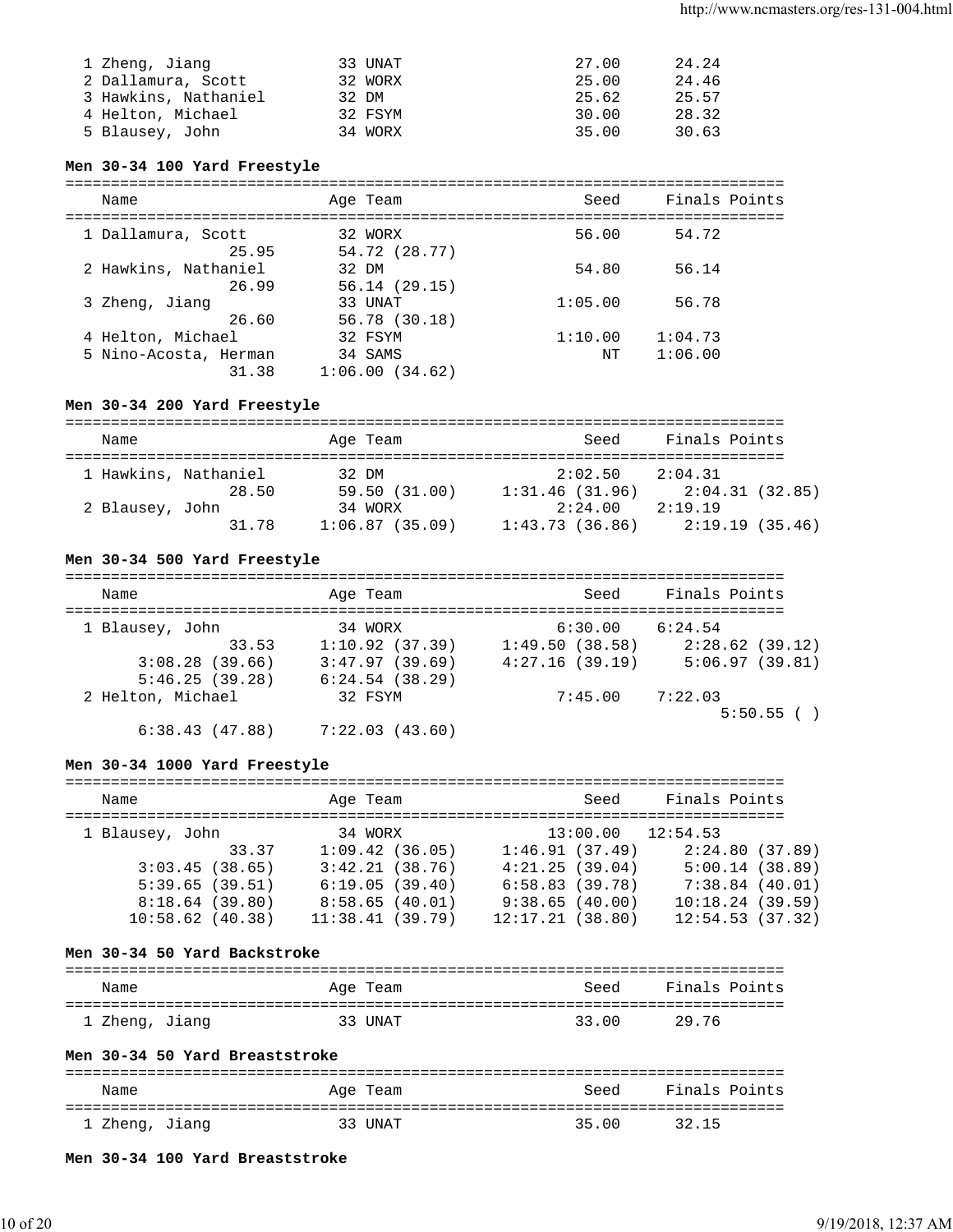```
  1 Zheng, Jiang            33 UNAT                  27.00      24.24
  2 Dallamura, Scott        32 WORX                  25.00      24.46
  3 Hawkins, Nathaniel      32 DM                    25.62      25.57
  4 Helton, Michael         32 FSYM                  30.00      28.32
  5 Blausey, John           34 WORX                  35.00      30.63
```

**Men 30-34 100 Yard Freestyle**

```
===============================================================================
    Name                   Age Team                    Seed     Finals Points
===============================================================================
  1 Dallamura, Scott        32 WORX                  56.00      54.72
              25.95        54.72 (28.77)
  2 Hawkins, Nathaniel      32 DM                    54.80      56.14
              26.99        56.14 (29.15)
  3 Zheng, Jiang            33 UNAT                1:05.00      56.78
              26.60        56.78 (30.18)
  4 Helton, Michael         32 FSYM                1:10.00    1:04.73
  5 Nino-Acosta, Herman     34 SAMS                     NT    1:06.00
              31.38     1:06.00 (34.62)
```

**Men 30-34 200 Yard Freestyle**

```
===============================================================================
    Name                   Age Team                    Seed     Finals Points
===============================================================================
  1 Hawkins, Nathaniel      32 DM                  2:02.50    2:04.31
              28.50        59.50 (31.00)     1:31.46 (31.96)     2:04.31 (32.85)
  2 Blausey, John           34 WORX                2:24.00    2:19.19
              31.78     1:06.87 (35.09)     1:43.73 (36.86)     2:19.19 (35.46)
```

**Men 30-34 500 Yard Freestyle**

```
===============================================================================
    Name                   Age Team                    Seed     Finals Points
===============================================================================
  1 Blausey, John           34 WORX                6:30.00    6:24.54
              33.53     1:10.92 (37.39)     1:49.50 (38.58)     2:28.62 (39.12)
        3:08.28 (39.66)     3:47.97 (39.69)     4:27.16 (39.19)     5:06.97 (39.81)
        5:46.25 (39.28)     6:24.54 (38.29)
  2 Helton, Michael         32 FSYM                7:45.00    7:22.03
                                                                   5:50.55 ( )
        6:38.43 (47.88)     7:22.03 (43.60)
```

**Men 30-34 1000 Yard Freestyle**

```
===============================================================================
    Name                   Age Team                    Seed     Finals Points
===============================================================================
  1 Blausey, John           34 WORX               13:00.00   12:54.53
              33.37     1:09.42 (36.05)     1:46.91 (37.49)     2:24.80 (37.89)
        3:03.45 (38.65)     3:42.21 (38.76)     4:21.25 (39.04)     5:00.14 (38.89)
        5:39.65 (39.51)     6:19.05 (39.40)     6:58.83 (39.78)     7:38.84 (40.01)
        8:18.64 (39.80)     8:58.65 (40.01)     9:38.65 (40.00)    10:18.24 (39.59)
       10:58.62 (40.38)    11:38.41 (39.79)    12:17.21 (38.80)    12:54.53 (37.32)
```

**Men 30-34 50 Yard Backstroke**

```
===============================================================================
    Name                   Age Team                    Seed     Finals Points
===============================================================================
  1 Zheng, Jiang            33 UNAT                  33.00      29.76
```

**Men 30-34 50 Yard Breaststroke**

```
===============================================================================
    Name                   Age Team                    Seed     Finals Points
===============================================================================
  1 Zheng, Jiang            33 UNAT                  35.00      32.15
```

**Men 30-34 100 Yard Breaststroke**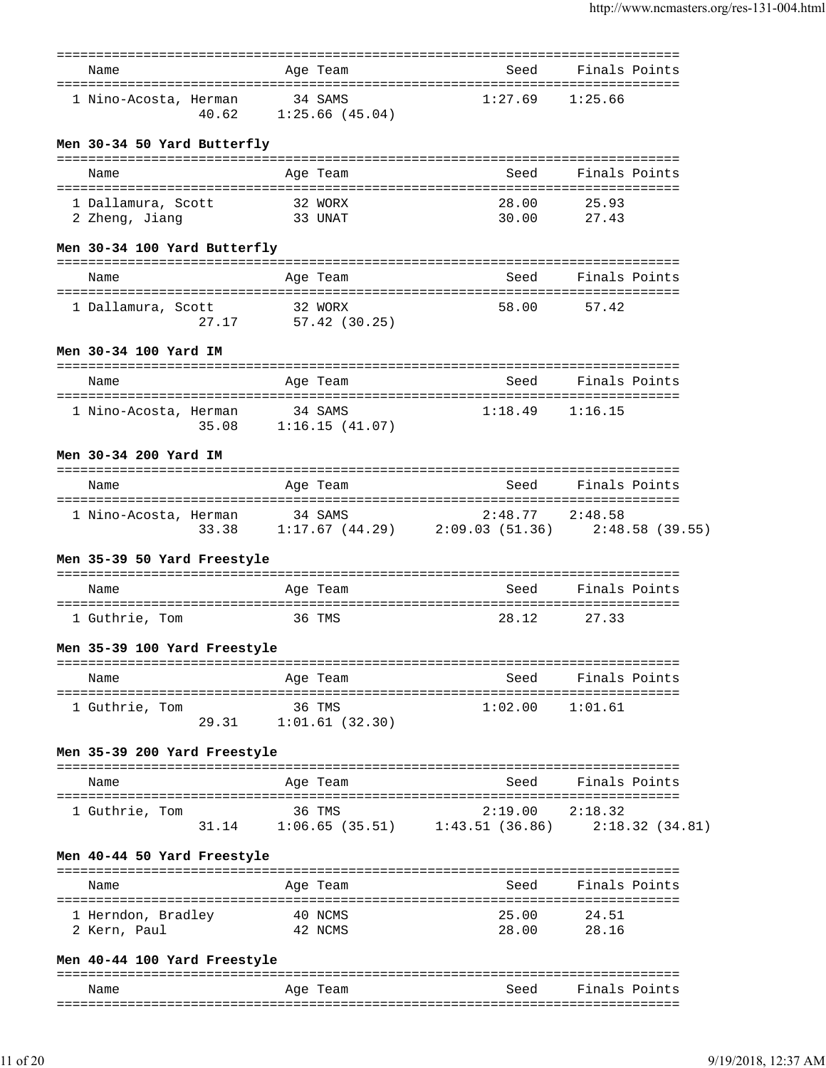| Name | Age | Team | Seed | Finals | Points |
|---|---|---|---|---|---|
| 1 Nino-Acosta, Herman | 34 | SAMS | 1:27.69 | 1:25.66 | |
| 40.62 | 1:25.66 (45.04) | | | | |

**Men 30-34 50 Yard Butterfly**

| Name | Age | Team | Seed | Finals | Points |
|---|---|---|---|---|---|
| 1 Dallamura, Scott | 32 | WORX | 28.00 | 25.93 | |
| 2 Zheng, Jiang | 33 | UNAT | 30.00 | 27.43 | |

**Men 30-34 100 Yard Butterfly**

| Name | Age | Team | Seed | Finals | Points |
|---|---|---|---|---|---|
| 1 Dallamura, Scott | 32 | WORX | 58.00 | 57.42 | |
| 27.17 | 57.42 (30.25) | | | | |

**Men 30-34 100 Yard IM**

| Name | Age | Team | Seed | Finals | Points |
|---|---|---|---|---|---|
| 1 Nino-Acosta, Herman | 34 | SAMS | 1:18.49 | 1:16.15 | |
| 35.08 | 1:16.15 (41.07) | | | | |

**Men 30-34 200 Yard IM**

| Name | Age | Team | Seed | Finals | Points |
|---|---|---|---|---|---|
| 1 Nino-Acosta, Herman | 34 | SAMS | 2:48.77 | 2:48.58 | |
| 33.38 | 1:17.67 (44.29) | 2:09.03 (51.36) | 2:48.58 (39.55) | | |

**Men 35-39 50 Yard Freestyle**

| Name | Age | Team | Seed | Finals | Points |
|---|---|---|---|---|---|
| 1 Guthrie, Tom | 36 | TMS | 28.12 | 27.33 | |

**Men 35-39 100 Yard Freestyle**

| Name | Age | Team | Seed | Finals | Points |
|---|---|---|---|---|---|
| 1 Guthrie, Tom | 36 | TMS | 1:02.00 | 1:01.61 | |
| 29.31 | 1:01.61 (32.30) | | | | |

**Men 35-39 200 Yard Freestyle**

| Name | Age | Team | Seed | Finals | Points |
|---|---|---|---|---|---|
| 1 Guthrie, Tom | 36 | TMS | 2:19.00 | 2:18.32 | |
| 31.14 | 1:06.65 (35.51) | 1:43.51 (36.86) | 2:18.32 (34.81) | | |

**Men 40-44 50 Yard Freestyle**

| Name | Age | Team | Seed | Finals | Points |
|---|---|---|---|---|---|
| 1 Herndon, Bradley | 40 | NCMS | 25.00 | 24.51 | |
| 2 Kern, Paul | 42 | NCMS | 28.00 | 28.16 | |

**Men 40-44 100 Yard Freestyle**

| Name | Age | Team | Seed | Finals | Points |
|---|---|---|---|---|---|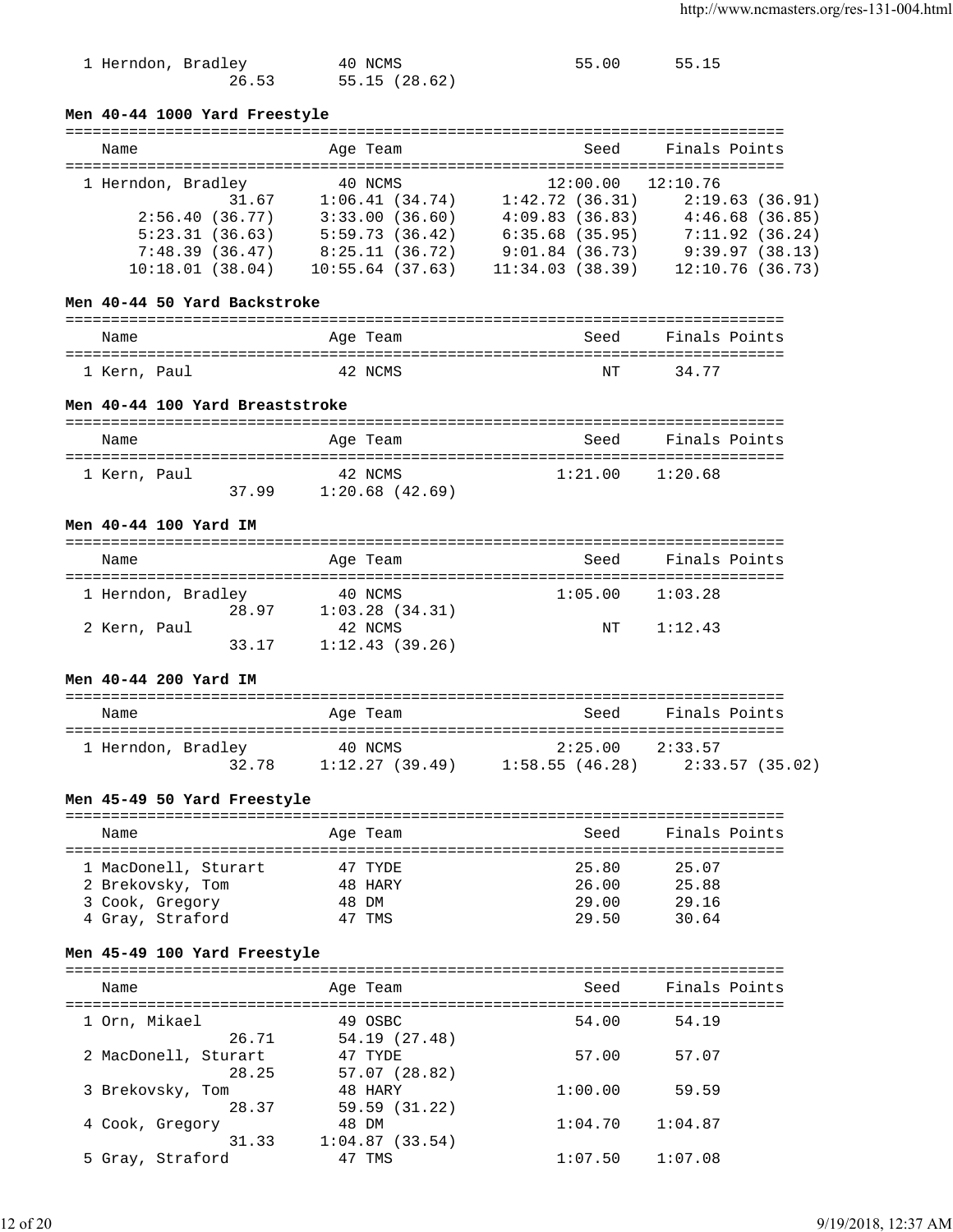```
  1 Herndon, Bradley          40 NCMS                  55.00      55.15
                26.53       55.15 (28.62)
```

### Men 40-44 1000 Yard Freestyle

```
===============================================================================
    Name                    Age Team                    Seed    Finals Points
===============================================================================
  1 Herndon, Bradley          40 NCMS                12:00.00   12:10.76
                31.67     1:06.41 (34.74)     1:42.72 (36.31)     2:19.63 (36.91)
        2:56.40 (36.77)     3:33.00 (36.60)     4:09.83 (36.83)     4:46.68 (36.85)
        5:23.31 (36.63)     5:59.73 (36.42)     6:35.68 (35.95)     7:11.92 (36.24)
        7:48.39 (36.47)     8:25.11 (36.72)     9:01.84 (36.73)     9:39.97 (38.13)
       10:18.01 (38.04)    10:55.64 (37.63)    11:34.03 (38.39)    12:10.76 (36.73)
```

### Men 40-44 50 Yard Backstroke

```
===============================================================================
    Name                    Age Team                    Seed    Finals Points
===============================================================================
  1 Kern, Paul                42 NCMS                     NT      34.77
```

### Men 40-44 100 Yard Breaststroke

```
===============================================================================
    Name                    Age Team                    Seed    Finals Points
===============================================================================
  1 Kern, Paul                42 NCMS                1:21.00    1:20.68
                37.99     1:20.68 (42.69)
```

### Men 40-44 100 Yard IM

```
===============================================================================
    Name                    Age Team                    Seed    Finals Points
===============================================================================
  1 Herndon, Bradley          40 NCMS                1:05.00    1:03.28
                28.97     1:03.28 (34.31)
  2 Kern, Paul                42 NCMS                     NT    1:12.43
                33.17     1:12.43 (39.26)
```

### Men 40-44 200 Yard IM

```
===============================================================================
    Name                    Age Team                    Seed    Finals Points
===============================================================================
  1 Herndon, Bradley          40 NCMS                2:25.00    2:33.57
                32.78     1:12.27 (39.49)     1:58.55 (46.28)     2:33.57 (35.02)
```

### Men 45-49 50 Yard Freestyle

```
===============================================================================
    Name                    Age Team                    Seed    Finals Points
===============================================================================
  1 MacDonell, Sturart        47 TYDE                  25.80      25.07
  2 Brekovsky, Tom            48 HARY                  26.00      25.88
  3 Cook, Gregory             48 DM                    29.00      29.16
  4 Gray, Straford            47 TMS                   29.50      30.64
```

### Men 45-49 100 Yard Freestyle

```
===============================================================================
    Name                    Age Team                    Seed    Finals Points
===============================================================================
  1 Orn, Mikael               49 OSBC                  54.00      54.19
                26.71       54.19 (27.48)
  2 MacDonell, Sturart        47 TYDE                  57.00      57.07
                28.25       57.07 (28.82)
  3 Brekovsky, Tom            48 HARY                1:00.00      59.59
                28.37       59.59 (31.22)
  4 Cook, Gregory             48 DM                  1:04.70    1:04.87
                31.33     1:04.87 (33.54)
  5 Gray, Straford            47 TMS                 1:07.50    1:07.08
```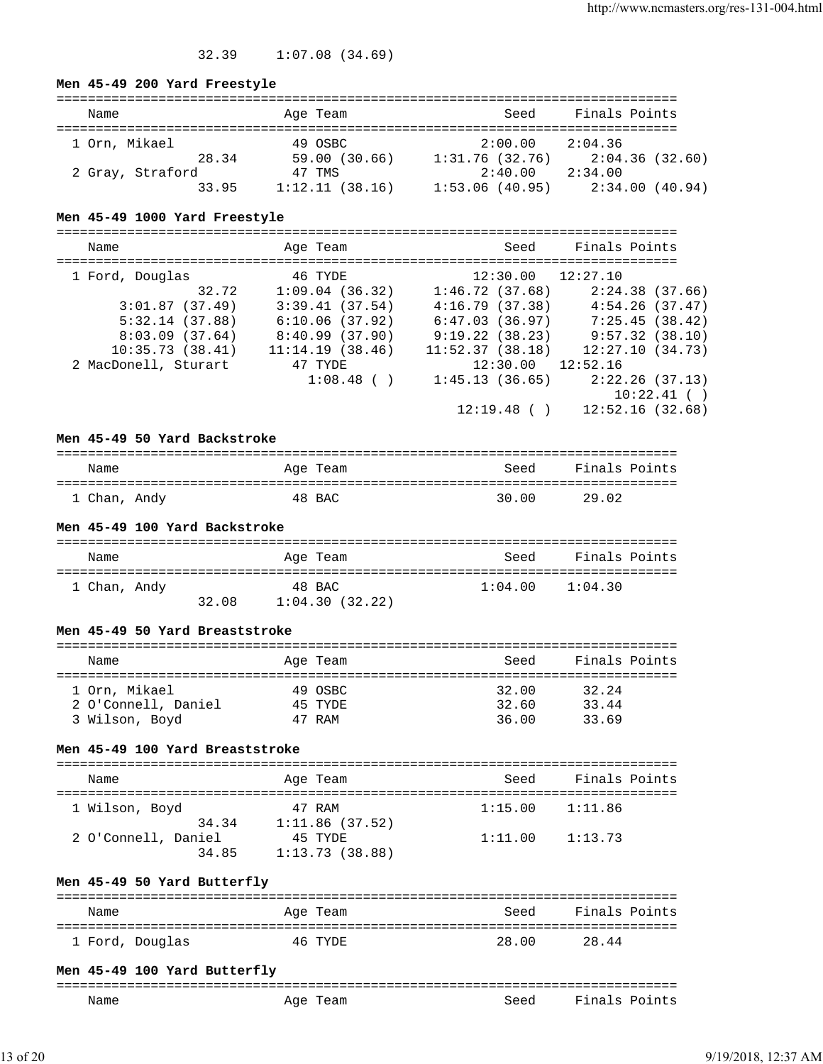32.39 1:07.08 (34.69)

**Men 45-49 200 Yard Freestyle**

| Name | Age | Team | Seed | Finals | Points |
|---|---|---|---|---|---|
| 1 Orn, Mikael | 49 | OSBC | 2:00.00 | 2:04.36 | |
| 28.34 | 59.00 (30.66) | 1:31.76 (32.76) | 2:04.36 (32.60) | | |
| 2 Gray, Straford | 47 | TMS | 2:40.00 | 2:34.00 | |
| 33.95 | 1:12.11 (38.16) | 1:53.06 (40.95) | 2:34.00 (40.94) | | |

**Men 45-49 1000 Yard Freestyle**

| Name | Age | Team | Seed | Finals | Points |
|---|---|---|---|---|---|
| 1 Ford, Douglas | 46 | TYDE | 12:30.00 | 12:27.10 | |
| 32.72 | 1:09.04 (36.32) | 1:46.72 (37.68) | 2:24.38 (37.66) | | |
| 3:01.87 (37.49) | 3:39.41 (37.54) | 4:16.79 (37.38) | 4:54.26 (37.47) | | |
| 5:32.14 (37.88) | 6:10.06 (37.92) | 6:47.03 (36.97) | 7:25.45 (38.42) | | |
| 8:03.09 (37.64) | 8:40.99 (37.90) | 9:19.22 (38.23) | 9:57.32 (38.10) | | |
| 10:35.73 (38.41) | 11:14.19 (38.46) | 11:52.37 (38.18) | 12:27.10 (34.73) | | |
| 2 MacDonell, Sturart | 47 | TYDE | 12:30.00 | 12:52.16 | |
| | 1:08.48 ( ) | 1:45.13 (36.65) | 2:22.26 (37.13) | | |
| | | | 10:22.41 ( ) | | |
| | | 12:19.48 ( ) | 12:52.16 (32.68) | | |

**Men 45-49 50 Yard Backstroke**

| Name | Age | Team | Seed | Finals | Points |
|---|---|---|---|---|---|
| 1 Chan, Andy | 48 | BAC | 30.00 | 29.02 | |

**Men 45-49 100 Yard Backstroke**

| Name | Age | Team | Seed | Finals | Points |
|---|---|---|---|---|---|
| 1 Chan, Andy | 48 | BAC | 1:04.00 | 1:04.30 | |
| 32.08 | 1:04.30 (32.22) | | | | |

**Men 45-49 50 Yard Breaststroke**

| Name | Age | Team | Seed | Finals | Points |
|---|---|---|---|---|---|
| 1 Orn, Mikael | 49 | OSBC | 32.00 | 32.24 | |
| 2 O'Connell, Daniel | 45 | TYDE | 32.60 | 33.44 | |
| 3 Wilson, Boyd | 47 | RAM | 36.00 | 33.69 | |

**Men 45-49 100 Yard Breaststroke**

| Name | Age | Team | Seed | Finals | Points |
|---|---|---|---|---|---|
| 1 Wilson, Boyd | 47 | RAM | 1:15.00 | 1:11.86 | |
| 34.34 | 1:11.86 (37.52) | | | | |
| 2 O'Connell, Daniel | 45 | TYDE | 1:11.00 | 1:13.73 | |
| 34.85 | 1:13.73 (38.88) | | | | |

**Men 45-49 50 Yard Butterfly**

| Name | Age | Team | Seed | Finals | Points |
|---|---|---|---|---|---|
| 1 Ford, Douglas | 46 | TYDE | 28.00 | 28.44 | |

**Men 45-49 100 Yard Butterfly**

| Name | Age | Team | Seed | Finals | Points |
|---|---|---|---|---|---|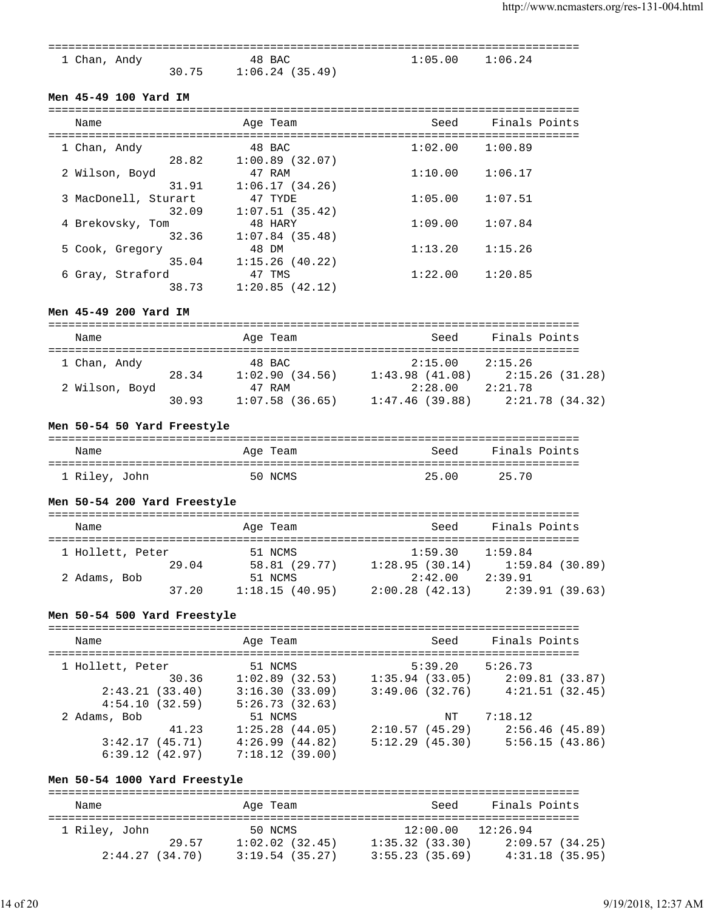```
===============================================================================
  1 Chan, Andy              48 BAC                  1:05.00    1:06.24
               30.75     1:06.24 (35.49)
```

**Men 45-49 100 Yard IM**

```
===============================================================================
    Name                    Age Team                    Seed    Finals Points
===============================================================================
  1 Chan, Andy              48 BAC                  1:02.00    1:00.89
               28.82     1:00.89 (32.07)
  2 Wilson, Boyd            47 RAM                  1:10.00    1:06.17
               31.91     1:06.17 (34.26)
  3 MacDonell, Sturart      47 TYDE                 1:05.00    1:07.51
               32.09     1:07.51 (35.42)
  4 Brekovsky, Tom          48 HARY                 1:09.00    1:07.84
               32.36     1:07.84 (35.48)
  5 Cook, Gregory           48 DM                   1:13.20    1:15.26
               35.04     1:15.26 (40.22)
  6 Gray, Straford          47 TMS                  1:22.00    1:20.85
               38.73     1:20.85 (42.12)
```

**Men 45-49 200 Yard IM**

```
===============================================================================
    Name                    Age Team                    Seed    Finals Points
===============================================================================
  1 Chan, Andy              48 BAC                  2:15.00    2:15.26
               28.34     1:02.90 (34.56)     1:43.98 (41.08)     2:15.26 (31.28)
  2 Wilson, Boyd            47 RAM                  2:28.00    2:21.78
               30.93     1:07.58 (36.65)     1:47.46 (39.88)     2:21.78 (34.32)
```

**Men 50-54 50 Yard Freestyle**

```
===============================================================================
    Name                    Age Team                    Seed    Finals Points
===============================================================================
  1 Riley, John             50 NCMS                   25.00      25.70
```

**Men 50-54 200 Yard Freestyle**

```
===============================================================================
    Name                    Age Team                    Seed    Finals Points
===============================================================================
  1 Hollett, Peter          51 NCMS                 1:59.30    1:59.84
               29.04       58.81 (29.77)     1:28.95 (30.14)     1:59.84 (30.89)
  2 Adams, Bob              51 NCMS                 2:42.00    2:39.91
               37.20     1:18.15 (40.95)     2:00.28 (42.13)     2:39.91 (39.63)
```

**Men 50-54 500 Yard Freestyle**

```
===============================================================================
    Name                    Age Team                    Seed    Finals Points
===============================================================================
  1 Hollett, Peter          51 NCMS                 5:39.20    5:26.73
               30.36     1:02.89 (32.53)     1:35.94 (33.05)     2:09.81 (33.87)
        2:43.21 (33.40)     3:16.30 (33.09)     3:49.06 (32.76)     4:21.51 (32.45)
        4:54.10 (32.59)     5:26.73 (32.63)
  2 Adams, Bob              51 NCMS                      NT    7:18.12
               41.23     1:25.28 (44.05)     2:10.57 (45.29)     2:56.46 (45.89)
        3:42.17 (45.71)     4:26.99 (44.82)     5:12.29 (45.30)     5:56.15 (43.86)
        6:39.12 (42.97)     7:18.12 (39.00)
```

**Men 50-54 1000 Yard Freestyle**

```
===============================================================================
    Name                    Age Team                    Seed    Finals Points
===============================================================================
  1 Riley, John             50 NCMS                12:00.00   12:26.94
               29.57     1:02.02 (32.45)     1:35.32 (33.30)     2:09.57 (34.25)
        2:44.27 (34.70)     3:19.54 (35.27)     3:55.23 (35.69)     4:31.18 (35.95)
```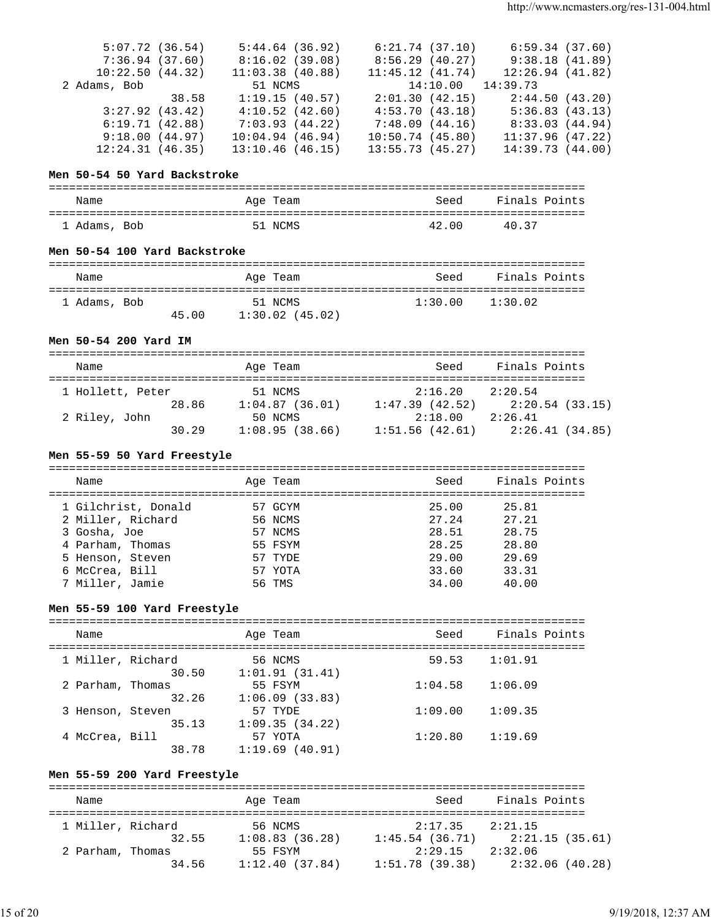```
      5:07.72 (36.54)     5:44.64 (36.92)     6:21.74 (37.10)     6:59.34 (37.60)
      7:36.94 (37.60)     8:16.02 (39.08)     8:56.29 (40.27)     9:38.18 (41.89)
     10:22.50 (44.32)    11:03.38 (40.88)    11:45.12 (41.74)    12:26.94 (41.82)
  2 Adams, Bob              51 NCMS              14:10.00   14:39.73
                38.58     1:19.15 (40.57)     2:01.30 (42.15)     2:44.50 (43.20)
      3:27.92 (43.42)     4:10.52 (42.60)     4:53.70 (43.18)     5:36.83 (43.13)
      6:19.71 (42.88)     7:03.93 (44.22)     7:48.09 (44.16)     8:33.03 (44.94)
      9:18.00 (44.97)    10:04.94 (46.94)    10:50.74 (45.80)    11:37.96 (47.22)
     12:24.31 (46.35)    13:10.46 (46.15)    13:55.73 (45.27)    14:39.73 (44.00)
```

**Men 50-54 50 Yard Backstroke**

```
===============================================================================
    Name                    Age Team                    Seed     Finals Points
===============================================================================
  1 Adams, Bob               51 NCMS                   42.00      40.37
```

**Men 50-54 100 Yard Backstroke**

```
===============================================================================
    Name                    Age Team                    Seed     Finals Points
===============================================================================
  1 Adams, Bob               51 NCMS                 1:30.00    1:30.02
                45.00     1:30.02 (45.02)
```

**Men 50-54 200 Yard IM**

```
===============================================================================
    Name                    Age Team                    Seed     Finals Points
===============================================================================
  1 Hollett, Peter           51 NCMS                 2:16.20    2:20.54
                28.86     1:04.87 (36.01)     1:47.39 (42.52)     2:20.54 (33.15)
  2 Riley, John              50 NCMS                 2:18.00    2:26.41
                30.29     1:08.95 (38.66)     1:51.56 (42.61)     2:26.41 (34.85)
```

**Men 55-59 50 Yard Freestyle**

```
===============================================================================
    Name                    Age Team                    Seed     Finals Points
===============================================================================
  1 Gilchrist, Donald        57 GCYM                   25.00      25.81
  2 Miller, Richard          56 NCMS                   27.24      27.21
  3 Gosha, Joe               57 NCMS                   28.51      28.75
  4 Parham, Thomas           55 FSYM                   28.25      28.80
  5 Henson, Steven           57 TYDE                   29.00      29.69
  6 McCrea, Bill             57 YOTA                   33.60      33.31
  7 Miller, Jamie            56 TMS                    34.00      40.00
```

**Men 55-59 100 Yard Freestyle**

```
===============================================================================
    Name                    Age Team                    Seed     Finals Points
===============================================================================
  1 Miller, Richard          56 NCMS                   59.53    1:01.91
                30.50     1:01.91 (31.41)
  2 Parham, Thomas           55 FSYM                 1:04.58    1:06.09
                32.26     1:06.09 (33.83)
  3 Henson, Steven           57 TYDE                 1:09.00    1:09.35
                35.13     1:09.35 (34.22)
  4 McCrea, Bill             57 YOTA                 1:20.80    1:19.69
                38.78     1:19.69 (40.91)
```

**Men 55-59 200 Yard Freestyle**

```
===============================================================================
    Name                    Age Team                    Seed     Finals Points
===============================================================================
  1 Miller, Richard          56 NCMS                 2:17.35    2:21.15
                32.55     1:08.83 (36.28)     1:45.54 (36.71)     2:21.15 (35.61)
  2 Parham, Thomas           55 FSYM                 2:29.15    2:32.06
                34.56     1:12.40 (37.84)     1:51.78 (39.38)     2:32.06 (40.28)
```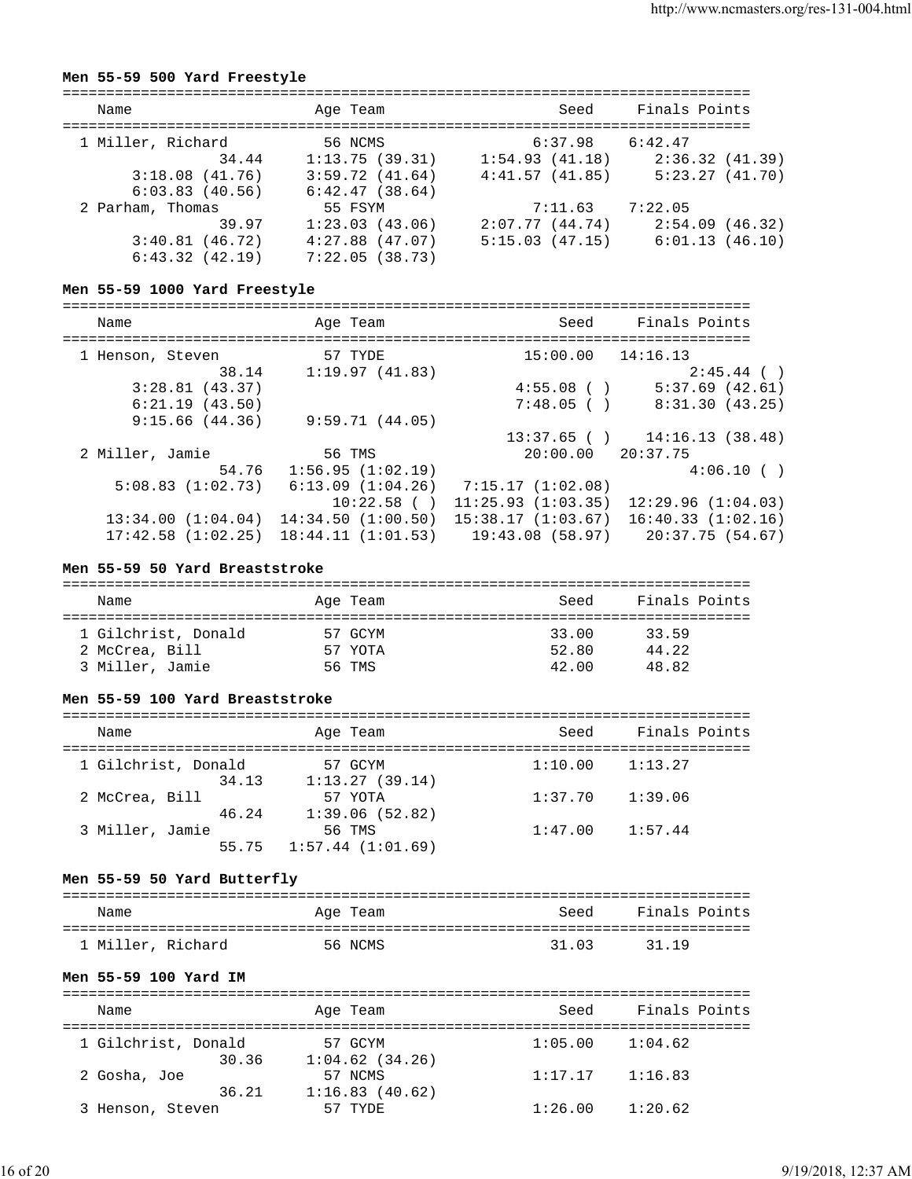**Men 55-59 500 Yard Freestyle**

```
===============================================================================
    Name                    Age Team                    Seed     Finals Points
===============================================================================
  1 Miller, Richard          56 NCMS                 6:37.98    6:42.47
                34.44     1:13.75 (39.31)     1:54.93 (41.18)     2:36.32 (41.39)
      3:18.08 (41.76)     3:59.72 (41.64)     4:41.57 (41.85)     5:23.27 (41.70)
      6:03.83 (40.56)     6:42.47 (38.64)
  2 Parham, Thomas           55 FSYM                 7:11.63    7:22.05
                39.97     1:23.03 (43.06)     2:07.77 (44.74)     2:54.09 (46.32)
      3:40.81 (46.72)     4:27.88 (47.07)     5:15.03 (47.15)     6:01.13 (46.10)
      6:43.32 (42.19)     7:22.05 (38.73)
```

**Men 55-59 1000 Yard Freestyle**

```
===============================================================================
    Name                    Age Team                    Seed     Finals Points
===============================================================================
  1 Henson, Steven           57 TYDE                15:00.00   14:16.13
                38.14     1:19.97 (41.83)                             2:45.44 ( )
      3:28.81 (43.37)                             4:55.08 ( )     5:37.69 (42.61)
      6:21.19 (43.50)                             7:48.05 ( )     8:31.30 (43.25)
      9:15.66 (44.36)     9:59.71 (44.05)
                                                 13:37.65 ( )    14:16.13 (38.48)
  2 Miller, Jamie            56 TMS                 20:00.00   20:37.75
                54.76   1:56.95 (1:02.19)                             4:06.10 ( )
     5:08.83 (1:02.73)   6:13.09 (1:04.26)   7:15.17 (1:02.08)
                            10:22.58 ( )  11:25.93 (1:03.35)  12:29.96 (1:04.03)
    13:34.00 (1:04.04)  14:34.50 (1:00.50)  15:38.17 (1:03.67)  16:40.33 (1:02.16)
    17:42.58 (1:02.25)  18:44.11 (1:01.53)    19:43.08 (58.97)    20:37.75 (54.67)
```

**Men 55-59 50 Yard Breaststroke**

```
===============================================================================
    Name                    Age Team                    Seed     Finals Points
===============================================================================
  1 Gilchrist, Donald        57 GCYM                   33.00      33.59
  2 McCrea, Bill             57 YOTA                   52.80      44.22
  3 Miller, Jamie            56 TMS                    42.00      48.82
```

**Men 55-59 100 Yard Breaststroke**

```
===============================================================================
    Name                    Age Team                    Seed     Finals Points
===============================================================================
  1 Gilchrist, Donald        57 GCYM                 1:10.00    1:13.27
                34.13     1:13.27 (39.14)
  2 McCrea, Bill             57 YOTA                 1:37.70    1:39.06
                46.24     1:39.06 (52.82)
  3 Miller, Jamie            56 TMS                  1:47.00    1:57.44
                55.75   1:57.44 (1:01.69)
```

**Men 55-59 50 Yard Butterfly**

```
===============================================================================
    Name                    Age Team                    Seed     Finals Points
===============================================================================
  1 Miller, Richard          56 NCMS                   31.03      31.19
```

**Men 55-59 100 Yard IM**

```
===============================================================================
    Name                    Age Team                    Seed     Finals Points
===============================================================================
  1 Gilchrist, Donald        57 GCYM                 1:05.00    1:04.62
                30.36     1:04.62 (34.26)
  2 Gosha, Joe               57 NCMS                 1:17.17    1:16.83
                36.21     1:16.83 (40.62)
  3 Henson, Steven           57 TYDE                 1:26.00    1:20.62
```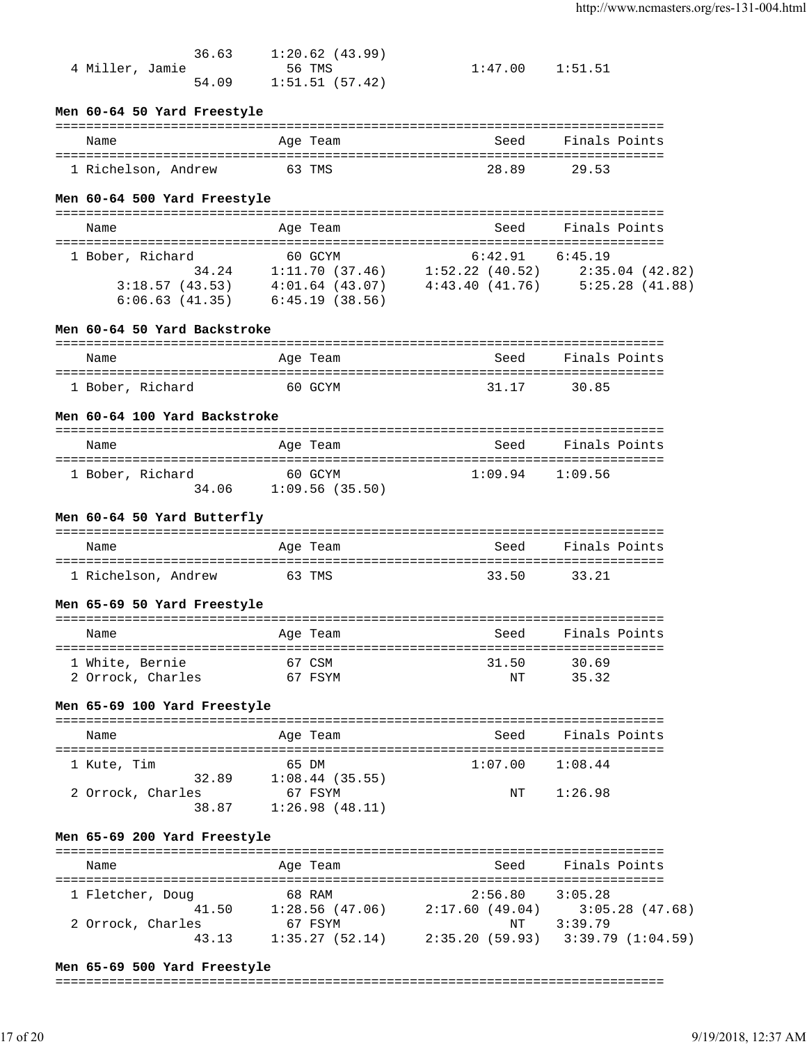```
                 36.63     1:20.62 (43.99)
  4 Miller, Jamie            56 TMS                 1:47.00    1:51.51
                 54.09     1:51.51 (57.42)
```

**Men 60-64 50 Yard Freestyle**

```
===============================================================================
    Name                    Age Team                    Seed    Finals Points
===============================================================================
  1 Richelson, Andrew        63 TMS                    28.89      29.53
```

**Men 60-64 500 Yard Freestyle**

```
===============================================================================
    Name                    Age Team                    Seed    Finals Points
===============================================================================
  1 Bober, Richard           60 GCYM                 6:42.91    6:45.19
                 34.24     1:11.70 (37.46)    1:52.22 (40.52)    2:35.04 (42.82)
       3:18.57 (43.53)     4:01.64 (43.07)    4:43.40 (41.76)    5:25.28 (41.88)
       6:06.63 (41.35)     6:45.19 (38.56)
```

**Men 60-64 50 Yard Backstroke**

```
===============================================================================
    Name                    Age Team                    Seed    Finals Points
===============================================================================
  1 Bober, Richard           60 GCYM                   31.17      30.85
```

**Men 60-64 100 Yard Backstroke**

```
===============================================================================
    Name                    Age Team                    Seed    Finals Points
===============================================================================
  1 Bober, Richard           60 GCYM                 1:09.94    1:09.56
                 34.06     1:09.56 (35.50)
```

**Men 60-64 50 Yard Butterfly**

```
===============================================================================
    Name                    Age Team                    Seed    Finals Points
===============================================================================
  1 Richelson, Andrew        63 TMS                    33.50      33.21
```

**Men 65-69 50 Yard Freestyle**

```
===============================================================================
    Name                    Age Team                    Seed    Finals Points
===============================================================================
  1 White, Bernie            67 CSM                    31.50      30.69
  2 Orrock, Charles          67 FSYM                      NT      35.32
```

**Men 65-69 100 Yard Freestyle**

```
===============================================================================
    Name                    Age Team                    Seed    Finals Points
===============================================================================
  1 Kute, Tim                65 DM                   1:07.00    1:08.44
                 32.89     1:08.44 (35.55)
  2 Orrock, Charles          67 FSYM                      NT    1:26.98
                 38.87     1:26.98 (48.11)
```

**Men 65-69 200 Yard Freestyle**

```
===============================================================================
    Name                    Age Team                    Seed    Finals Points
===============================================================================
  1 Fletcher, Doug           68 RAM                  2:56.80    3:05.28
                 41.50     1:28.56 (47.06)    2:17.60 (49.04)    3:05.28 (47.68)
  2 Orrock, Charles          67 FSYM                      NT    3:39.79
                 43.13     1:35.27 (52.14)    2:35.20 (59.93)    3:39.79 (1:04.59)
```

**Men 65-69 500 Yard Freestyle**

```
===============================================================================
```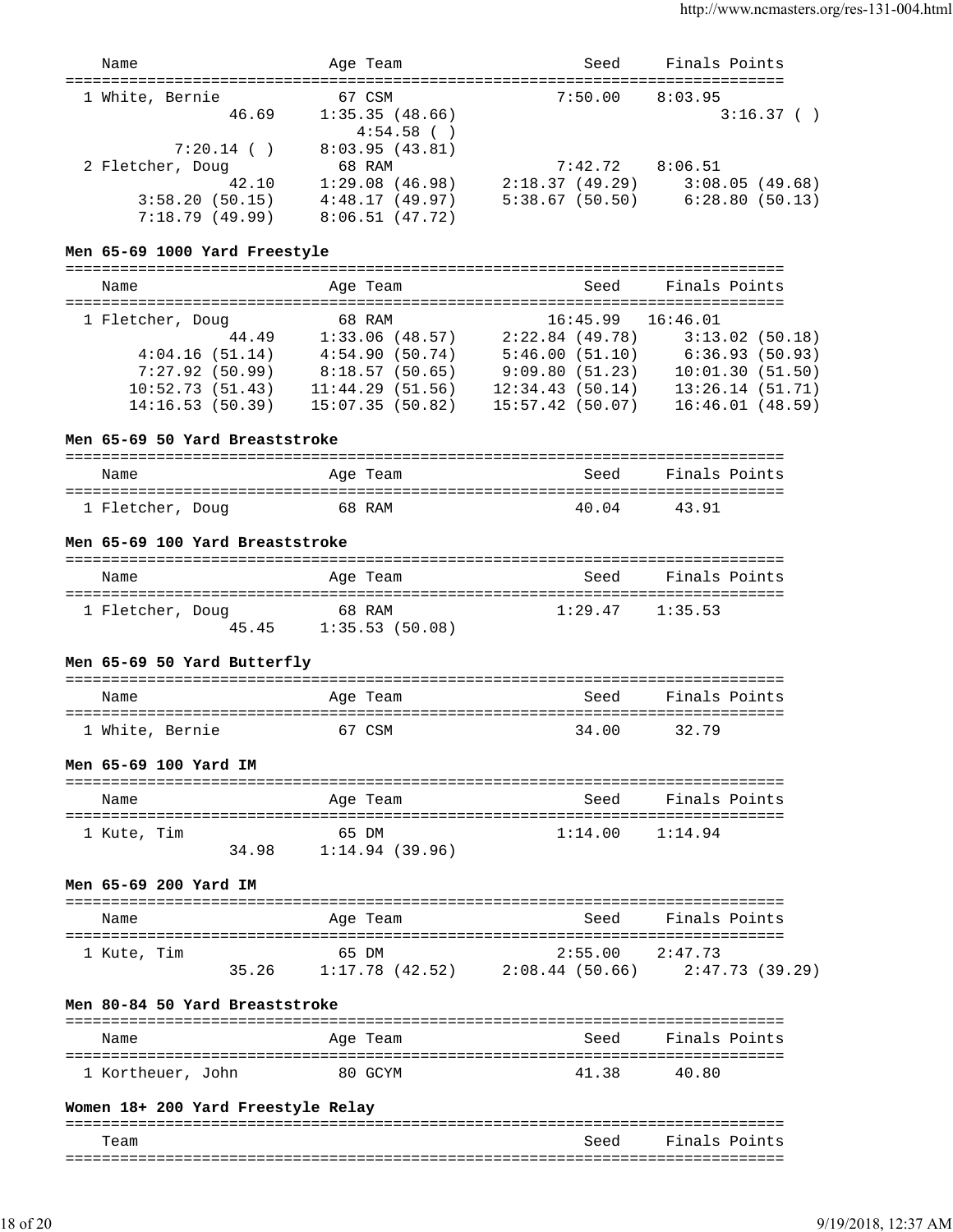| Name | Age | Team | Seed | Finals | Points |
|---|---|---|---|---|---|
| 1 White, Bernie | 67 | CSM | 7:50.00 | 8:03.95 | |

46.69 1:35.35 (48.66) 3:16.37 ( ) 4:54.58 ( ) 7:20.14 ( ) 8:03.95 (43.81)

| Name | Age | Team | Seed | Finals | Points |
|---|---|---|---|---|---|
| 2 Fletcher, Doug | 68 | RAM | 7:42.72 | 8:06.51 | |

42.10 1:29.08 (46.98) 2:18.37 (49.29) 3:08.05 (49.68) 3:58.20 (50.15) 4:48.17 (49.97) 5:38.67 (50.50) 6:28.80 (50.13) 7:18.79 (49.99) 8:06.51 (47.72)

### Men 65-69 1000 Yard Freestyle

| Name | Age | Team | Seed | Finals | Points |
|---|---|---|---|---|---|
| 1 Fletcher, Doug | 68 | RAM | 16:45.99 | 16:46.01 | |

44.49 1:33.06 (48.57) 2:22.84 (49.78) 3:13.02 (50.18) 4:04.16 (51.14) 4:54.90 (50.74) 5:46.00 (51.10) 6:36.93 (50.93) 7:27.92 (50.99) 8:18.57 (50.65) 9:09.80 (51.23) 10:01.30 (51.50) 10:52.73 (51.43) 11:44.29 (51.56) 12:34.43 (50.14) 13:26.14 (51.71) 14:16.53 (50.39) 15:07.35 (50.82) 15:57.42 (50.07) 16:46.01 (48.59)

### Men 65-69 50 Yard Breaststroke

| Name | Age | Team | Seed | Finals | Points |
|---|---|---|---|---|---|
| 1 Fletcher, Doug | 68 | RAM | 40.04 | 43.91 | |

### Men 65-69 100 Yard Breaststroke

| Name | Age | Team | Seed | Finals | Points |
|---|---|---|---|---|---|
| 1 Fletcher, Doug | 68 | RAM | 1:29.47 | 1:35.53 | |

45.45 1:35.53 (50.08)

### Men 65-69 50 Yard Butterfly

| Name | Age | Team | Seed | Finals | Points |
|---|---|---|---|---|---|
| 1 White, Bernie | 67 | CSM | 34.00 | 32.79 | |

### Men 65-69 100 Yard IM

| Name | Age | Team | Seed | Finals | Points |
|---|---|---|---|---|---|
| 1 Kute, Tim | 65 | DM | 1:14.00 | 1:14.94 | |

34.98 1:14.94 (39.96)

### Men 65-69 200 Yard IM

| Name | Age | Team | Seed | Finals | Points |
|---|---|---|---|---|---|
| 1 Kute, Tim | 65 | DM | 2:55.00 | 2:47.73 | |

35.26 1:17.78 (42.52) 2:08.44 (50.66) 2:47.73 (39.29)

### Men 80-84 50 Yard Breaststroke

| Name | Age | Team | Seed | Finals | Points |
|---|---|---|---|---|---|
| 1 Kortheuer, John | 80 | GCYM | 41.38 | 40.80 | |

### Women 18+ 200 Yard Freestyle Relay

| Team | Seed | Finals | Points |
|---|---|---|---|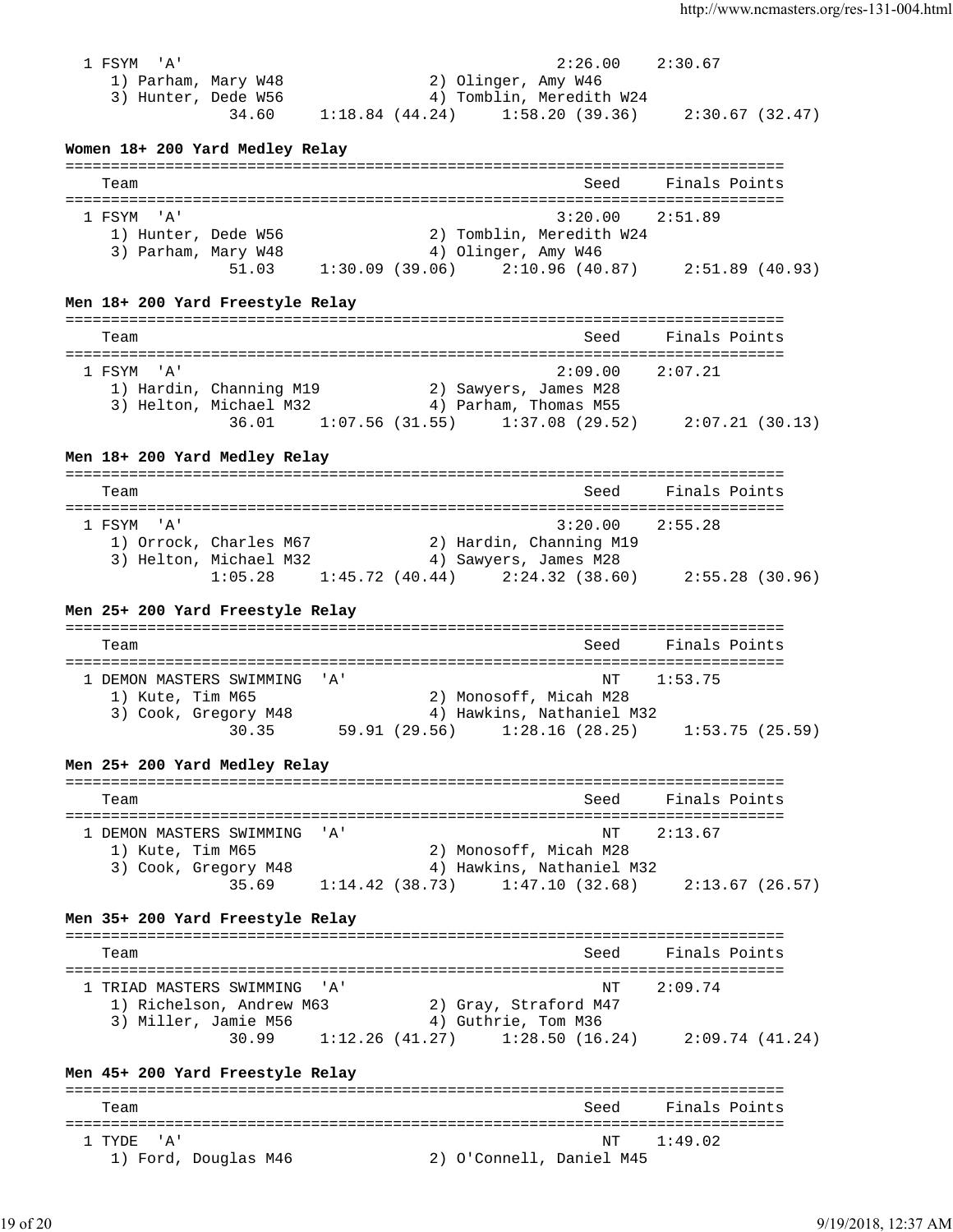```
  1 FSYM  'A'                                          2:26.00    2:30.67
     1) Parham, Mary W48                2) Olinger, Amy W46
     3) Hunter, Dede W56                4) Tomblin, Meredith W24
                 34.60     1:18.84 (44.24)     1:58.20 (39.36)     2:30.67 (32.47)
```

**Women 18+ 200 Yard Medley Relay**

```
===============================================================================
    Team                                              Seed     Finals Points
===============================================================================
  1 FSYM  'A'                                          3:20.00    2:51.89
     1) Hunter, Dede W56                2) Tomblin, Meredith W24
     3) Parham, Mary W48                4) Olinger, Amy W46
                 51.03     1:30.09 (39.06)     2:10.96 (40.87)     2:51.89 (40.93)
```

**Men 18+ 200 Yard Freestyle Relay**

```
===============================================================================
    Team                                              Seed     Finals Points
===============================================================================
  1 FSYM  'A'                                          2:09.00    2:07.21
     1) Hardin, Channing M19            2) Sawyers, James M28
     3) Helton, Michael M32             4) Parham, Thomas M55
                 36.01     1:07.56 (31.55)     1:37.08 (29.52)     2:07.21 (30.13)
```

**Men 18+ 200 Yard Medley Relay**

```
===============================================================================
    Team                                              Seed     Finals Points
===============================================================================
  1 FSYM  'A'                                          3:20.00    2:55.28
     1) Orrock, Charles M67             2) Hardin, Channing M19
     3) Helton, Michael M32             4) Sawyers, James M28
               1:05.28     1:45.72 (40.44)     2:24.32 (38.60)     2:55.28 (30.96)
```

**Men 25+ 200 Yard Freestyle Relay**

```
===============================================================================
    Team                                              Seed     Finals Points
===============================================================================
  1 DEMON MASTERS SWIMMING  'A'                            NT    1:53.75
     1) Kute, Tim M65                   2) Monosoff, Micah M28
     3) Cook, Gregory M48               4) Hawkins, Nathaniel M32
                 30.35       59.91 (29.56)     1:28.16 (28.25)     1:53.75 (25.59)
```

**Men 25+ 200 Yard Medley Relay**

```
===============================================================================
    Team                                              Seed     Finals Points
===============================================================================
  1 DEMON MASTERS SWIMMING  'A'                            NT    2:13.67
     1) Kute, Tim M65                   2) Monosoff, Micah M28
     3) Cook, Gregory M48               4) Hawkins, Nathaniel M32
                 35.69     1:14.42 (38.73)     1:47.10 (32.68)     2:13.67 (26.57)
```

**Men 35+ 200 Yard Freestyle Relay**

```
===============================================================================
    Team                                              Seed     Finals Points
===============================================================================
  1 TRIAD MASTERS SWIMMING  'A'                            NT    2:09.74
     1) Richelson, Andrew M63           2) Gray, Straford M47
     3) Miller, Jamie M56               4) Guthrie, Tom M36
                 30.99     1:12.26 (41.27)     1:28.50 (16.24)     2:09.74 (41.24)
```

**Men 45+ 200 Yard Freestyle Relay**

```
===============================================================================
    Team                                              Seed     Finals Points
===============================================================================
  1 TYDE  'A'                                              NT    1:49.02
     1) Ford, Douglas M46               2) O'Connell, Daniel M45
```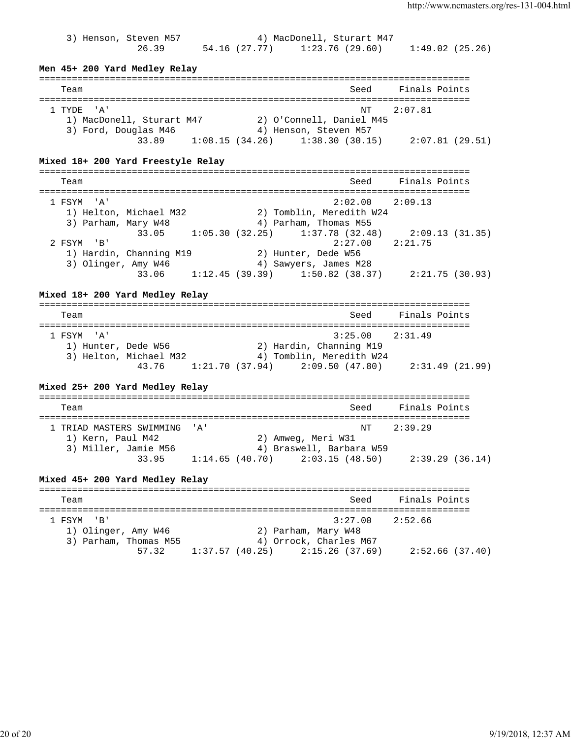```
     3) Henson, Steven M57              4) MacDonell, Sturart M47
              26.39       54.16 (27.77)     1:23.76 (29.60)     1:49.02 (25.26)
```

**Men 45+ 200 Yard Medley Relay**

```
===============================================================================
   Team                                                 Seed     Finals Points
===============================================================================
  1 TYDE  'A'                                             NT    2:07.81
     1) MacDonell, Sturart M47          2) O'Connell, Daniel M45
     3) Ford, Douglas M46               4) Henson, Steven M57
              33.89     1:08.15 (34.26)     1:38.30 (30.15)     2:07.81 (29.51)
```

**Mixed 18+ 200 Yard Freestyle Relay**

```
===============================================================================
   Team                                                 Seed     Finals Points
===============================================================================
  1 FSYM  'A'                                           2:02.00    2:09.13
     1) Helton, Michael M32             2) Tomblin, Meredith W24
     3) Parham, Mary W48                4) Parham, Thomas M55
              33.05     1:05.30 (32.25)     1:37.78 (32.48)     2:09.13 (31.35)
  2 FSYM  'B'                                           2:27.00    2:21.75
     1) Hardin, Channing M19            2) Hunter, Dede W56
     3) Olinger, Amy W46                4) Sawyers, James M28
              33.06     1:12.45 (39.39)     1:50.82 (38.37)     2:21.75 (30.93)
```

**Mixed 18+ 200 Yard Medley Relay**

```
===============================================================================
   Team                                                 Seed     Finals Points
===============================================================================
  1 FSYM  'A'                                           3:25.00    2:31.49
     1) Hunter, Dede W56                2) Hardin, Channing M19
     3) Helton, Michael M32             4) Tomblin, Meredith W24
              43.76     1:21.70 (37.94)     2:09.50 (47.80)     2:31.49 (21.99)
```

**Mixed 25+ 200 Yard Medley Relay**

```
===============================================================================
   Team                                                 Seed     Finals Points
===============================================================================
  1 TRIAD MASTERS SWIMMING  'A'                           NT    2:39.29
     1) Kern, Paul M42                  2) Amweg, Meri W31
     3) Miller, Jamie M56               4) Braswell, Barbara W59
              33.95     1:14.65 (40.70)     2:03.15 (48.50)     2:39.29 (36.14)
```

**Mixed 45+ 200 Yard Medley Relay**

```
===============================================================================
   Team                                                 Seed     Finals Points
===============================================================================
  1 FSYM  'B'                                           3:27.00    2:52.66
     1) Olinger, Amy W46                2) Parham, Mary W48
     3) Parham, Thomas M55              4) Orrock, Charles M67
              57.32     1:37.57 (40.25)     2:15.26 (37.69)     2:52.66 (37.40)
```